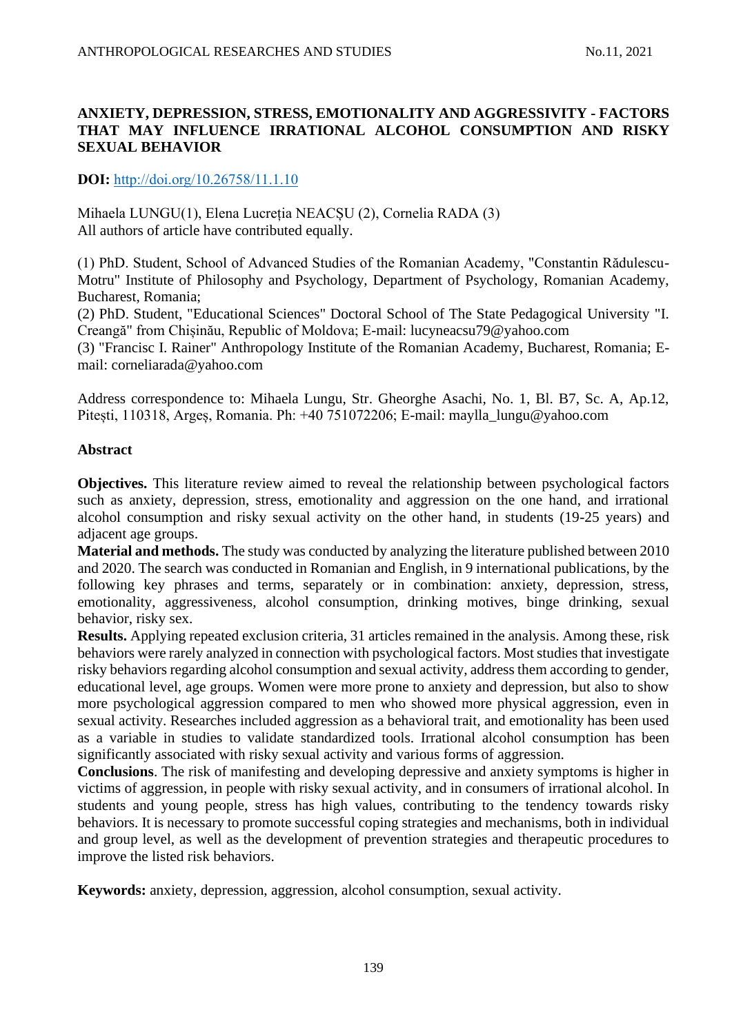# ANXIETY, DEPRESSION, STRESS, EMOTIONALITY AND AGGRESSIVITY - FACTORS THAT MAY INFLUENCE IRRATIONAL ALCOHOL CONSUMPTION AND RISKY SEXUAL BEHAVIOR

**DOI:** http://doi.org/10.26758/11.1.10

Mihaela LUNGU(1), Elena Lucreția NEACȘU (2), Cornelia RADA (3)
All authors of article have contributed equally.

(1) PhD. Student, School of Advanced Studies of the Romanian Academy, "Constantin Rădulescu-Motru" Institute of Philosophy and Psychology, Department of Psychology, Romanian Academy, Bucharest, Romania;
(2) PhD. Student, "Educational Sciences" Doctoral School of The State Pedagogical University "I. Creangă" from Chișinău, Republic of Moldova; E-mail: lucyneacsu79@yahoo.com
(3) "Francisc I. Rainer" Anthropology Institute of the Romanian Academy, Bucharest, Romania; E-mail: corneliarada@yahoo.com

Address correspondence to: Mihaela Lungu, Str. Gheorghe Asachi, No. 1, Bl. B7, Sc. A, Ap.12, Pitești, 110318, Argeș, Romania. Ph: +40 751072206; E-mail: maylla_lungu@yahoo.com

## Abstract

**Objectives.** This literature review aimed to reveal the relationship between psychological factors such as anxiety, depression, stress, emotionality and aggression on the one hand, and irrational alcohol consumption and risky sexual activity on the other hand, in students (19-25 years) and adjacent age groups.

**Material and methods.** The study was conducted by analyzing the literature published between 2010 and 2020. The search was conducted in Romanian and English, in 9 international publications, by the following key phrases and terms, separately or in combination: anxiety, depression, stress, emotionality, aggressiveness, alcohol consumption, drinking motives, binge drinking, sexual behavior, risky sex.

**Results.** Applying repeated exclusion criteria, 31 articles remained in the analysis. Among these, risk behaviors were rarely analyzed in connection with psychological factors. Most studies that investigate risky behaviors regarding alcohol consumption and sexual activity, address them according to gender, educational level, age groups. Women were more prone to anxiety and depression, but also to show more psychological aggression compared to men who showed more physical aggression, even in sexual activity. Researches included aggression as a behavioral trait, and emotionality has been used as a variable in studies to validate standardized tools. Irrational alcohol consumption has been significantly associated with risky sexual activity and various forms of aggression.

**Conclusions**. The risk of manifesting and developing depressive and anxiety symptoms is higher in victims of aggression, in people with risky sexual activity, and in consumers of irrational alcohol. In students and young people, stress has high values, contributing to the tendency towards risky behaviors. It is necessary to promote successful coping strategies and mechanisms, both in individual and group level, as well as the development of prevention strategies and therapeutic procedures to improve the listed risk behaviors.

**Keywords:** anxiety, depression, aggression, alcohol consumption, sexual activity.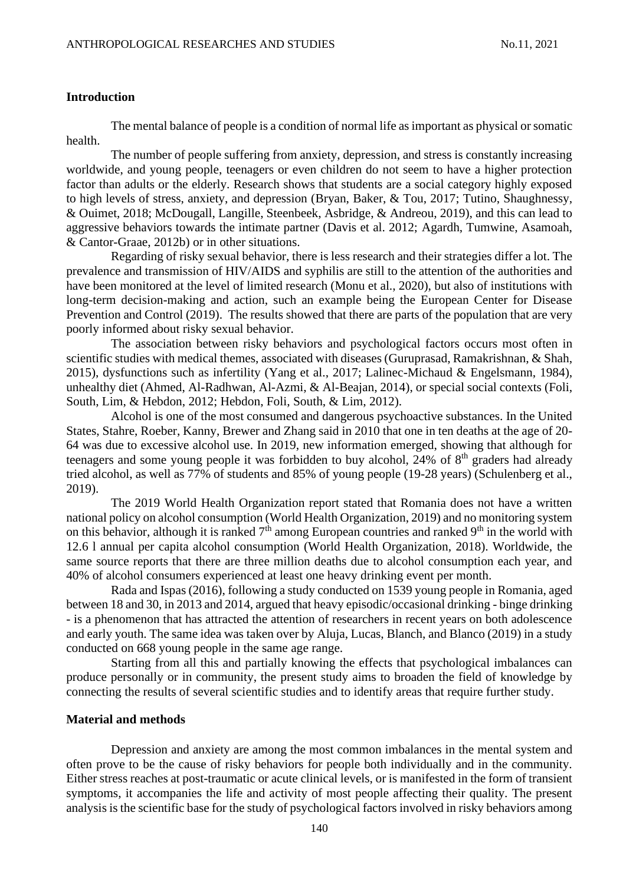## Introduction

The mental balance of people is a condition of normal life as important as physical or somatic health.

The number of people suffering from anxiety, depression, and stress is constantly increasing worldwide, and young people, teenagers or even children do not seem to have a higher protection factor than adults or the elderly. Research shows that students are a social category highly exposed to high levels of stress, anxiety, and depression (Bryan, Baker, & Tou, 2017; Tutino, Shaughnessy, & Ouimet, 2018; McDougall, Langille, Steenbeek, Asbridge, & Andreou, 2019), and this can lead to aggressive behaviors towards the intimate partner (Davis et al. 2012; Agardh, Tumwine, Asamoah, & Cantor-Graae, 2012b) or in other situations.

Regarding of risky sexual behavior, there is less research and their strategies differ a lot. The prevalence and transmission of HIV/AIDS and syphilis are still to the attention of the authorities and have been monitored at the level of limited research (Monu et al., 2020), but also of institutions with long-term decision-making and action, such an example being the European Center for Disease Prevention and Control (2019). The results showed that there are parts of the population that are very poorly informed about risky sexual behavior.

The association between risky behaviors and psychological factors occurs most often in scientific studies with medical themes, associated with diseases (Guruprasad, Ramakrishnan, & Shah, 2015), dysfunctions such as infertility (Yang et al., 2017; Lalinec-Michaud & Engelsmann, 1984), unhealthy diet (Ahmed, Al-Radhwan, Al-Azmi, & Al-Beajan, 2014), or special social contexts (Foli, South, Lim, & Hebdon, 2012; Hebdon, Foli, South, & Lim, 2012).

Alcohol is one of the most consumed and dangerous psychoactive substances. In the United States, Stahre, Roeber, Kanny, Brewer and Zhang said in 2010 that one in ten deaths at the age of 20-64 was due to excessive alcohol use. In 2019, new information emerged, showing that although for teenagers and some young people it was forbidden to buy alcohol, 24% of 8th graders had already tried alcohol, as well as 77% of students and 85% of young people (19-28 years) (Schulenberg et al., 2019).

The 2019 World Health Organization report stated that Romania does not have a written national policy on alcohol consumption (World Health Organization, 2019) and no monitoring system on this behavior, although it is ranked 7th among European countries and ranked 9th in the world with 12.6 l annual per capita alcohol consumption (World Health Organization, 2018). Worldwide, the same source reports that there are three million deaths due to alcohol consumption each year, and 40% of alcohol consumers experienced at least one heavy drinking event per month.

Rada and Ispas (2016), following a study conducted on 1539 young people in Romania, aged between 18 and 30, in 2013 and 2014, argued that heavy episodic/occasional drinking - binge drinking - is a phenomenon that has attracted the attention of researchers in recent years on both adolescence and early youth. The same idea was taken over by Aluja, Lucas, Blanch, and Blanco (2019) in a study conducted on 668 young people in the same age range.

Starting from all this and partially knowing the effects that psychological imbalances can produce personally or in community, the present study aims to broaden the field of knowledge by connecting the results of several scientific studies and to identify areas that require further study.

## Material and methods

Depression and anxiety are among the most common imbalances in the mental system and often prove to be the cause of risky behaviors for people both individually and in the community. Either stress reaches at post-traumatic or acute clinical levels, or is manifested in the form of transient symptoms, it accompanies the life and activity of most people affecting their quality. The present analysis is the scientific base for the study of psychological factors involved in risky behaviors among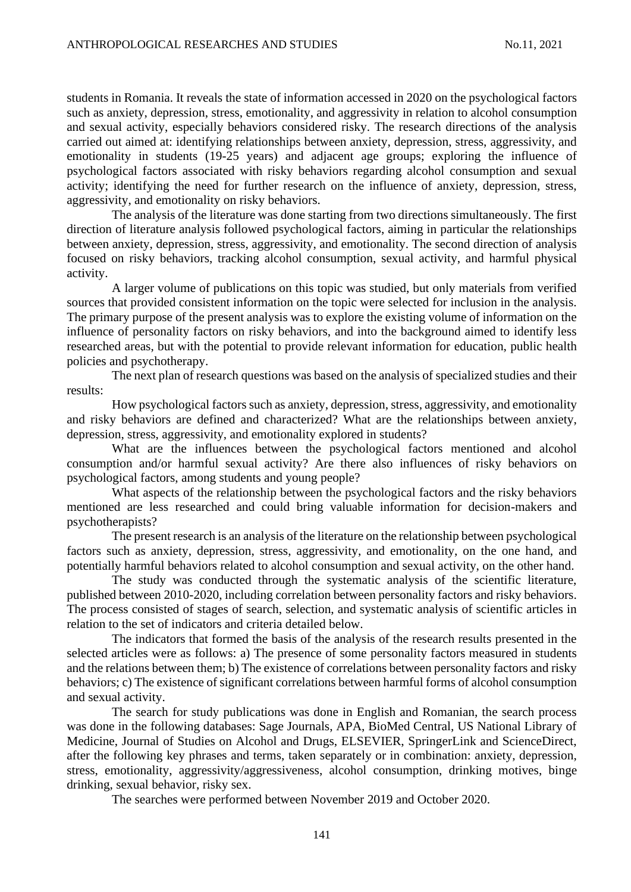students in Romania. It reveals the state of information accessed in 2020 on the psychological factors such as anxiety, depression, stress, emotionality, and aggressivity in relation to alcohol consumption and sexual activity, especially behaviors considered risky. The research directions of the analysis carried out aimed at: identifying relationships between anxiety, depression, stress, aggressivity, and emotionality in students (19-25 years) and adjacent age groups; exploring the influence of psychological factors associated with risky behaviors regarding alcohol consumption and sexual activity; identifying the need for further research on the influence of anxiety, depression, stress, aggressivity, and emotionality on risky behaviors.

The analysis of the literature was done starting from two directions simultaneously. The first direction of literature analysis followed psychological factors, aiming in particular the relationships between anxiety, depression, stress, aggressivity, and emotionality. The second direction of analysis focused on risky behaviors, tracking alcohol consumption, sexual activity, and harmful physical activity.

A larger volume of publications on this topic was studied, but only materials from verified sources that provided consistent information on the topic were selected for inclusion in the analysis. The primary purpose of the present analysis was to explore the existing volume of information on the influence of personality factors on risky behaviors, and into the background aimed to identify less researched areas, but with the potential to provide relevant information for education, public health policies and psychotherapy.

The next plan of research questions was based on the analysis of specialized studies and their results:

How psychological factors such as anxiety, depression, stress, aggressivity, and emotionality and risky behaviors are defined and characterized? What are the relationships between anxiety, depression, stress, aggressivity, and emotionality explored in students?

What are the influences between the psychological factors mentioned and alcohol consumption and/or harmful sexual activity? Are there also influences of risky behaviors on psychological factors, among students and young people?

What aspects of the relationship between the psychological factors and the risky behaviors mentioned are less researched and could bring valuable information for decision-makers and psychotherapists?

The present research is an analysis of the literature on the relationship between psychological factors such as anxiety, depression, stress, aggressivity, and emotionality, on the one hand, and potentially harmful behaviors related to alcohol consumption and sexual activity, on the other hand.

The study was conducted through the systematic analysis of the scientific literature, published between 2010-2020, including correlation between personality factors and risky behaviors. The process consisted of stages of search, selection, and systematic analysis of scientific articles in relation to the set of indicators and criteria detailed below.

The indicators that formed the basis of the analysis of the research results presented in the selected articles were as follows: a) The presence of some personality factors measured in students and the relations between them; b) The existence of correlations between personality factors and risky behaviors; c) The existence of significant correlations between harmful forms of alcohol consumption and sexual activity.

The search for study publications was done in English and Romanian, the search process was done in the following databases: Sage Journals, APA, BioMed Central, US National Library of Medicine, Journal of Studies on Alcohol and Drugs, ELSEVIER, SpringerLink and ScienceDirect, after the following key phrases and terms, taken separately or in combination: anxiety, depression, stress, emotionality, aggressivity/aggressiveness, alcohol consumption, drinking motives, binge drinking, sexual behavior, risky sex.

The searches were performed between November 2019 and October 2020.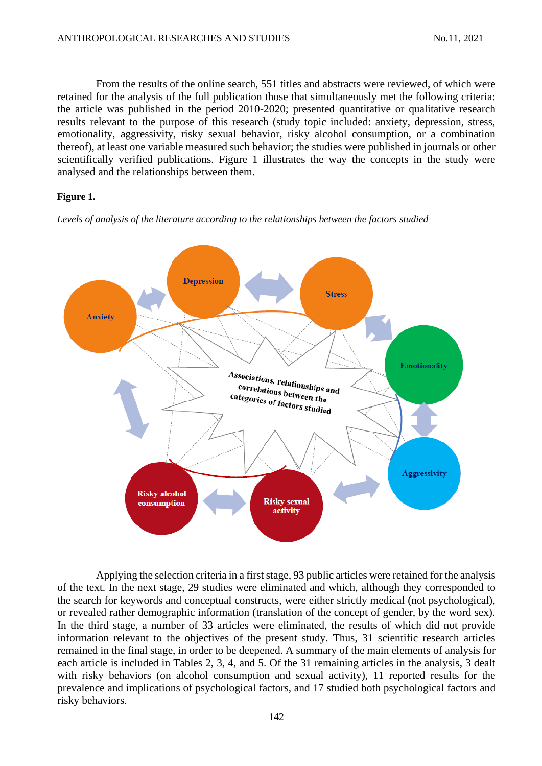From the results of the online search, 551 titles and abstracts were reviewed, of which were retained for the analysis of the full publication those that simultaneously met the following criteria: the article was published in the period 2010-2020; presented quantitative or qualitative research results relevant to the purpose of this research (study topic included: anxiety, depression, stress, emotionality, aggressivity, risky sexual behavior, risky alcohol consumption, or a combination thereof), at least one variable measured such behavior; the studies were published in journals or other scientifically verified publications. Figure 1 illustrates the way the concepts in the study were analysed and the relationships between them.

**Figure 1.**

*Levels of analysis of the literature according to the relationships between the factors studied*

Anxiety | Depression | Stress | Emotionality | Aggressivity | Risky sexual activity | Risky alcohol consumption

Associations, relationships and correlations between the categories of factors studied

Applying the selection criteria in a first stage, 93 public articles were retained for the analysis of the text. In the next stage, 29 studies were eliminated and which, although they corresponded to the search for keywords and conceptual constructs, were either strictly medical (not psychological), or revealed rather demographic information (translation of the concept of gender, by the word sex). In the third stage, a number of 33 articles were eliminated, the results of which did not provide information relevant to the objectives of the present study. Thus, 31 scientific research articles remained in the final stage, in order to be deepened. A summary of the main elements of analysis for each article is included in Tables 2, 3, 4, and 5. Of the 31 remaining articles in the analysis, 3 dealt with risky behaviors (on alcohol consumption and sexual activity), 11 reported results for the prevalence and implications of psychological factors, and 17 studied both psychological factors and risky behaviors.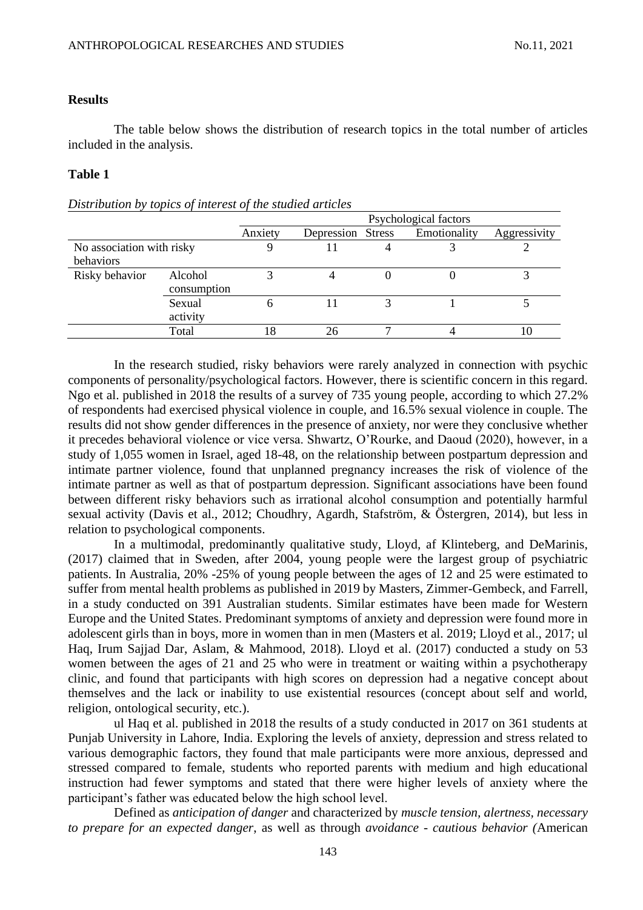## Results

The table below shows the distribution of research topics in the total number of articles included in the analysis.

**Table 1**

*Distribution by topics of interest of the studied articles*

| | | Psychological factors | | | | |
|---|---|---|---|---|---|---|
| | | Anxiety | Depression | Stress | Emotionality | Aggressivity |
| No association with risky behaviors | | 9 | 11 | 4 | 3 | 2 |
| Risky behavior | Alcohol consumption | 3 | 4 | 0 | 0 | 3 |
| | Sexual activity | 6 | 11 | 3 | 1 | 5 |
| | Total | 18 | 26 | 7 | 4 | 10 |

In the research studied, risky behaviors were rarely analyzed in connection with psychic components of personality/psychological factors. However, there is scientific concern in this regard. Ngo et al. published in 2018 the results of a survey of 735 young people, according to which 27.2% of respondents had exercised physical violence in couple, and 16.5% sexual violence in couple. The results did not show gender differences in the presence of anxiety, nor were they conclusive whether it precedes behavioral violence or vice versa. Shwartz, O'Rourke, and Daoud (2020), however, in a study of 1,055 women in Israel, aged 18-48, on the relationship between postpartum depression and intimate partner violence, found that unplanned pregnancy increases the risk of violence of the intimate partner as well as that of postpartum depression. Significant associations have been found between different risky behaviors such as irrational alcohol consumption and potentially harmful sexual activity (Davis et al., 2012; Choudhry, Agardh, Stafström, & Östergren, 2014), but less in relation to psychological components.

In a multimodal, predominantly qualitative study, Lloyd, af Klinteberg, and DeMarinis, (2017) claimed that in Sweden, after 2004, young people were the largest group of psychiatric patients. In Australia, 20% -25% of young people between the ages of 12 and 25 were estimated to suffer from mental health problems as published in 2019 by Masters, Zimmer-Gembeck, and Farrell, in a study conducted on 391 Australian students. Similar estimates have been made for Western Europe and the United States. Predominant symptoms of anxiety and depression were found more in adolescent girls than in boys, more in women than in men (Masters et al. 2019; Lloyd et al., 2017; ul Haq, Irum Sajjad Dar, Aslam, & Mahmood, 2018). Lloyd et al. (2017) conducted a study on 53 women between the ages of 21 and 25 who were in treatment or waiting within a psychotherapy clinic, and found that participants with high scores on depression had a negative concept about themselves and the lack or inability to use existential resources (concept about self and world, religion, ontological security, etc.).

ul Haq et al. published in 2018 the results of a study conducted in 2017 on 361 students at Punjab University in Lahore, India. Exploring the levels of anxiety, depression and stress related to various demographic factors, they found that male participants were more anxious, depressed and stressed compared to female, students who reported parents with medium and high educational instruction had fewer symptoms and stated that there were higher levels of anxiety where the participant's father was educated below the high school level.

Defined as *anticipation of danger* and characterized by *muscle tension, alertness, necessary to prepare for an expected danger*, as well as through *avoidance - cautious behavior (*American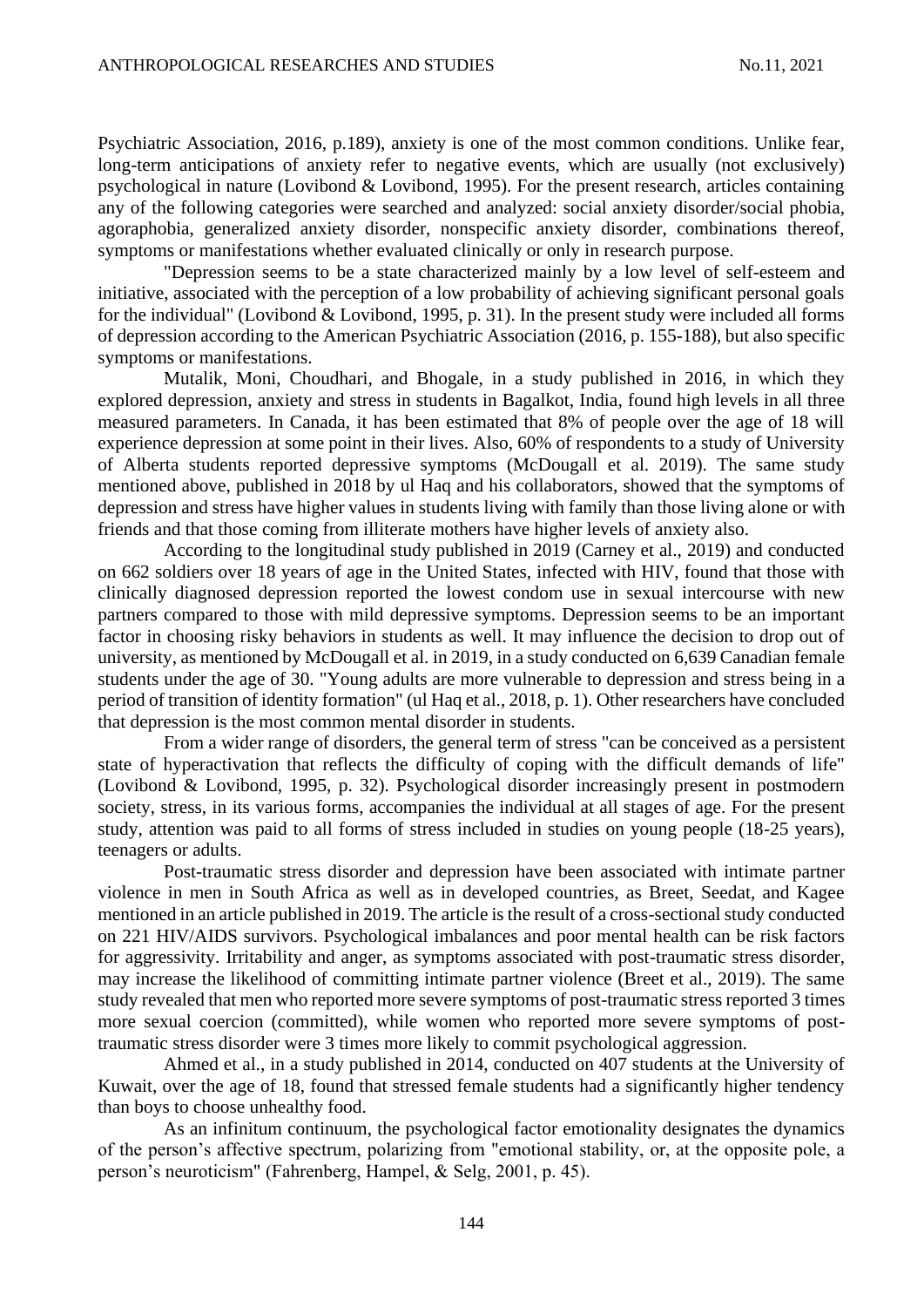Psychiatric Association, 2016, p.189), anxiety is one of the most common conditions. Unlike fear, long-term anticipations of anxiety refer to negative events, which are usually (not exclusively) psychological in nature (Lovibond & Lovibond, 1995). For the present research, articles containing any of the following categories were searched and analyzed: social anxiety disorder/social phobia, agoraphobia, generalized anxiety disorder, nonspecific anxiety disorder, combinations thereof, symptoms or manifestations whether evaluated clinically or only in research purpose.

"Depression seems to be a state characterized mainly by a low level of self-esteem and initiative, associated with the perception of a low probability of achieving significant personal goals for the individual" (Lovibond & Lovibond, 1995, p. 31). In the present study were included all forms of depression according to the American Psychiatric Association (2016, p. 155-188), but also specific symptoms or manifestations.

Mutalik, Moni, Choudhari, and Bhogale, in a study published in 2016, in which they explored depression, anxiety and stress in students in Bagalkot, India, found high levels in all three measured parameters. In Canada, it has been estimated that 8% of people over the age of 18 will experience depression at some point in their lives. Also, 60% of respondents to a study of University of Alberta students reported depressive symptoms (McDougall et al. 2019). The same study mentioned above, published in 2018 by ul Haq and his collaborators, showed that the symptoms of depression and stress have higher values in students living with family than those living alone or with friends and that those coming from illiterate mothers have higher levels of anxiety also.

According to the longitudinal study published in 2019 (Carney et al., 2019) and conducted on 662 soldiers over 18 years of age in the United States, infected with HIV, found that those with clinically diagnosed depression reported the lowest condom use in sexual intercourse with new partners compared to those with mild depressive symptoms. Depression seems to be an important factor in choosing risky behaviors in students as well. It may influence the decision to drop out of university, as mentioned by McDougall et al. in 2019, in a study conducted on 6,639 Canadian female students under the age of 30. "Young adults are more vulnerable to depression and stress being in a period of transition of identity formation" (ul Haq et al., 2018, p. 1). Other researchers have concluded that depression is the most common mental disorder in students.

From a wider range of disorders, the general term of stress "can be conceived as a persistent state of hyperactivation that reflects the difficulty of coping with the difficult demands of life" (Lovibond & Lovibond, 1995, p. 32). Psychological disorder increasingly present in postmodern society, stress, in its various forms, accompanies the individual at all stages of age. For the present study, attention was paid to all forms of stress included in studies on young people (18-25 years), teenagers or adults.

Post-traumatic stress disorder and depression have been associated with intimate partner violence in men in South Africa as well as in developed countries, as Breet, Seedat, and Kagee mentioned in an article published in 2019. The article is the result of a cross-sectional study conducted on 221 HIV/AIDS survivors. Psychological imbalances and poor mental health can be risk factors for aggressivity. Irritability and anger, as symptoms associated with post-traumatic stress disorder, may increase the likelihood of committing intimate partner violence (Breet et al., 2019). The same study revealed that men who reported more severe symptoms of post-traumatic stress reported 3 times more sexual coercion (committed), while women who reported more severe symptoms of post-traumatic stress disorder were 3 times more likely to commit psychological aggression.

Ahmed et al., in a study published in 2014, conducted on 407 students at the University of Kuwait, over the age of 18, found that stressed female students had a significantly higher tendency than boys to choose unhealthy food.

As an infinitum continuum, the psychological factor emotionality designates the dynamics of the person's affective spectrum, polarizing from "emotional stability, or, at the opposite pole, a person's neuroticism" (Fahrenberg, Hampel, & Selg, 2001, p. 45).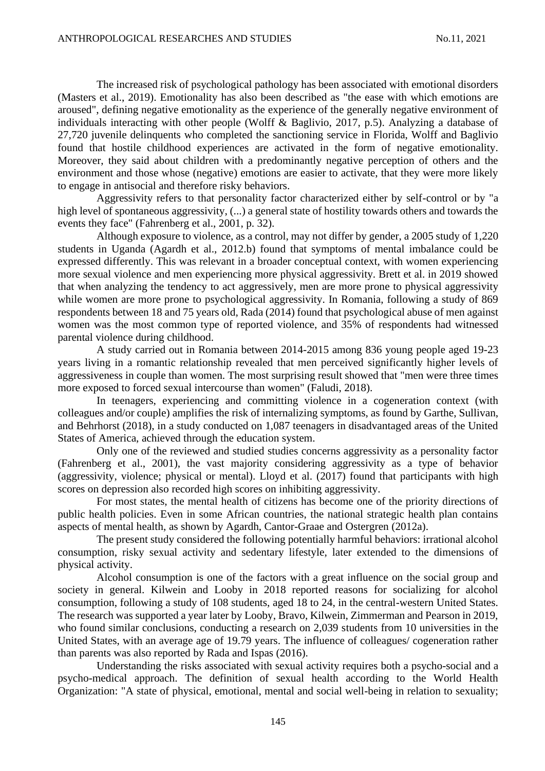The increased risk of psychological pathology has been associated with emotional disorders (Masters et al., 2019). Emotionality has also been described as "the ease with which emotions are aroused", defining negative emotionality as the experience of the generally negative environment of individuals interacting with other people (Wolff & Baglivio, 2017, p.5). Analyzing a database of 27,720 juvenile delinquents who completed the sanctioning service in Florida, Wolff and Baglivio found that hostile childhood experiences are activated in the form of negative emotionality. Moreover, they said about children with a predominantly negative perception of others and the environment and those whose (negative) emotions are easier to activate, that they were more likely to engage in antisocial and therefore risky behaviors.

Aggressivity refers to that personality factor characterized either by self-control or by "a high level of spontaneous aggressivity, (...) a general state of hostility towards others and towards the events they face" (Fahrenberg et al., 2001, p. 32).

Although exposure to violence, as a control, may not differ by gender, a 2005 study of 1,220 students in Uganda (Agardh et al., 2012.b) found that symptoms of mental imbalance could be expressed differently. This was relevant in a broader conceptual context, with women experiencing more sexual violence and men experiencing more physical aggressivity. Brett et al. in 2019 showed that when analyzing the tendency to act aggressively, men are more prone to physical aggressivity while women are more prone to psychological aggressivity. In Romania, following a study of 869 respondents between 18 and 75 years old, Rada (2014) found that psychological abuse of men against women was the most common type of reported violence, and 35% of respondents had witnessed parental violence during childhood.

A study carried out in Romania between 2014-2015 among 836 young people aged 19-23 years living in a romantic relationship revealed that men perceived significantly higher levels of aggressiveness in couple than women. The most surprising result showed that "men were three times more exposed to forced sexual intercourse than women" (Faludi, 2018).

In teenagers, experiencing and committing violence in a cogeneration context (with colleagues and/or couple) amplifies the risk of internalizing symptoms, as found by Garthe, Sullivan, and Behrhorst (2018), in a study conducted on 1,087 teenagers in disadvantaged areas of the United States of America, achieved through the education system.

Only one of the reviewed and studied studies concerns aggressivity as a personality factor (Fahrenberg et al., 2001), the vast majority considering aggressivity as a type of behavior (aggressivity, violence; physical or mental). Lloyd et al. (2017) found that participants with high scores on depression also recorded high scores on inhibiting aggressivity.

For most states, the mental health of citizens has become one of the priority directions of public health policies. Even in some African countries, the national strategic health plan contains aspects of mental health, as shown by Agardh, Cantor-Graae and Ostergren (2012a).

The present study considered the following potentially harmful behaviors: irrational alcohol consumption, risky sexual activity and sedentary lifestyle, later extended to the dimensions of physical activity.

Alcohol consumption is one of the factors with a great influence on the social group and society in general. Kilwein and Looby in 2018 reported reasons for socializing for alcohol consumption, following a study of 108 students, aged 18 to 24, in the central-western United States. The research was supported a year later by Looby, Bravo, Kilwein, Zimmerman and Pearson in 2019, who found similar conclusions, conducting a research on 2,039 students from 10 universities in the United States, with an average age of 19.79 years. The influence of colleagues/ cogeneration rather than parents was also reported by Rada and Ispas (2016).

Understanding the risks associated with sexual activity requires both a psycho-social and a psycho-medical approach. The definition of sexual health according to the World Health Organization: "A state of physical, emotional, mental and social well-being in relation to sexuality;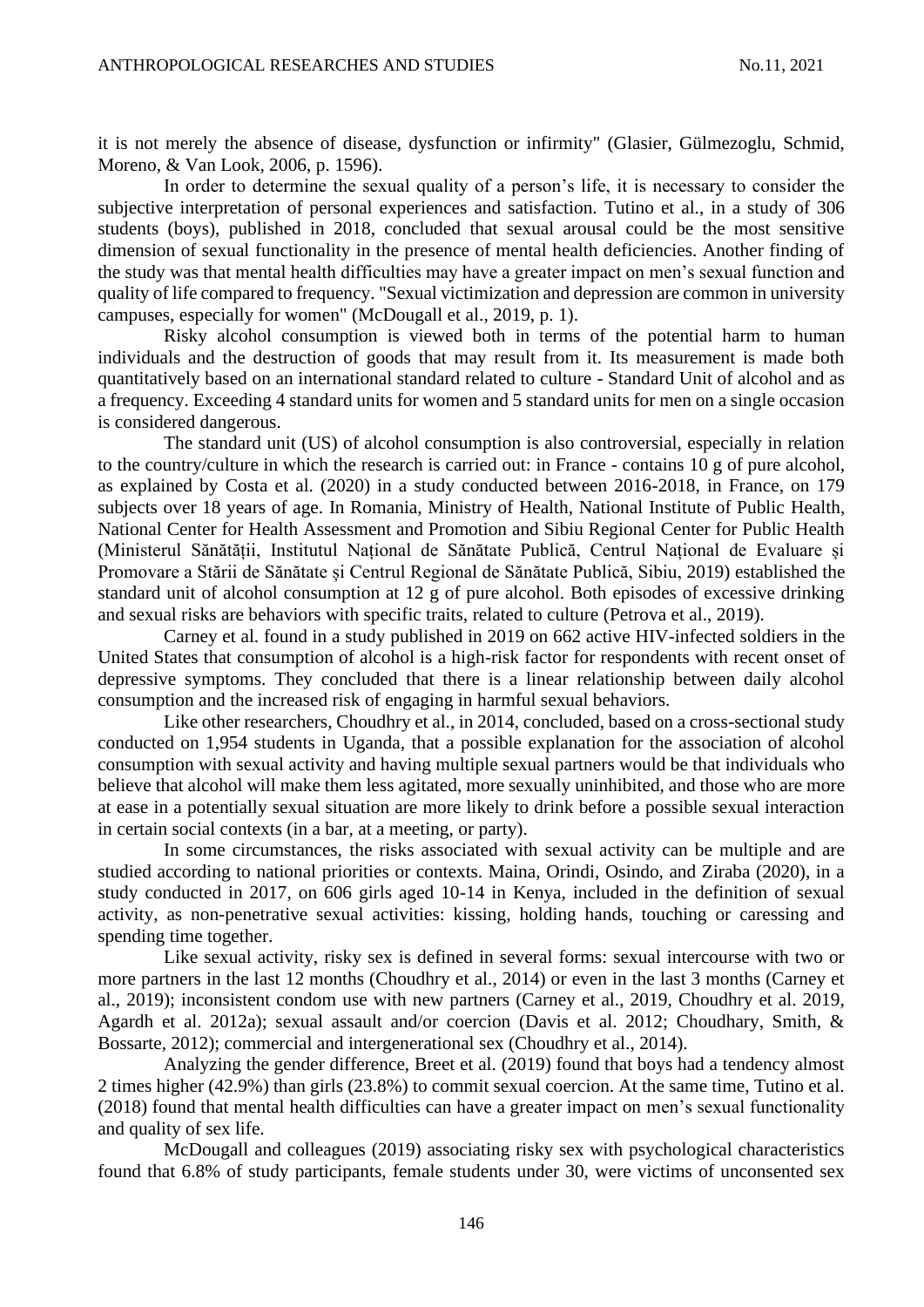it is not merely the absence of disease, dysfunction or infirmity" (Glasier, Gülmezoglu, Schmid, Moreno, & Van Look, 2006, p. 1596).

In order to determine the sexual quality of a person's life, it is necessary to consider the subjective interpretation of personal experiences and satisfaction. Tutino et al., in a study of 306 students (boys), published in 2018, concluded that sexual arousal could be the most sensitive dimension of sexual functionality in the presence of mental health deficiencies. Another finding of the study was that mental health difficulties may have a greater impact on men's sexual function and quality of life compared to frequency. "Sexual victimization and depression are common in university campuses, especially for women" (McDougall et al., 2019, p. 1).

Risky alcohol consumption is viewed both in terms of the potential harm to human individuals and the destruction of goods that may result from it. Its measurement is made both quantitatively based on an international standard related to culture - Standard Unit of alcohol and as a frequency. Exceeding 4 standard units for women and 5 standard units for men on a single occasion is considered dangerous.

The standard unit (US) of alcohol consumption is also controversial, especially in relation to the country/culture in which the research is carried out: in France - contains 10 g of pure alcohol, as explained by Costa et al. (2020) in a study conducted between 2016-2018, in France, on 179 subjects over 18 years of age. In Romania, Ministry of Health, National Institute of Public Health, National Center for Health Assessment and Promotion and Sibiu Regional Center for Public Health (Ministerul Sănătății, Institutul Național de Sănătate Publică, Centrul Național de Evaluare și Promovare a Stării de Sănătate și Centrul Regional de Sănătate Publică, Sibiu, 2019) established the standard unit of alcohol consumption at 12 g of pure alcohol. Both episodes of excessive drinking and sexual risks are behaviors with specific traits, related to culture (Petrova et al., 2019).

Carney et al. found in a study published in 2019 on 662 active HIV-infected soldiers in the United States that consumption of alcohol is a high-risk factor for respondents with recent onset of depressive symptoms. They concluded that there is a linear relationship between daily alcohol consumption and the increased risk of engaging in harmful sexual behaviors.

Like other researchers, Choudhry et al., in 2014, concluded, based on a cross-sectional study conducted on 1,954 students in Uganda, that a possible explanation for the association of alcohol consumption with sexual activity and having multiple sexual partners would be that individuals who believe that alcohol will make them less agitated, more sexually uninhibited, and those who are more at ease in a potentially sexual situation are more likely to drink before a possible sexual interaction in certain social contexts (in a bar, at a meeting, or party).

In some circumstances, the risks associated with sexual activity can be multiple and are studied according to national priorities or contexts. Maina, Orindi, Osindo, and Ziraba (2020), in a study conducted in 2017, on 606 girls aged 10-14 in Kenya, included in the definition of sexual activity, as non-penetrative sexual activities: kissing, holding hands, touching or caressing and spending time together.

Like sexual activity, risky sex is defined in several forms: sexual intercourse with two or more partners in the last 12 months (Choudhry et al., 2014) or even in the last 3 months (Carney et al., 2019); inconsistent condom use with new partners (Carney et al., 2019, Choudhry et al. 2019, Agardh et al. 2012a); sexual assault and/or coercion (Davis et al. 2012; Choudhary, Smith, & Bossarte, 2012); commercial and intergenerational sex (Choudhry et al., 2014).

Analyzing the gender difference, Breet et al. (2019) found that boys had a tendency almost 2 times higher (42.9%) than girls (23.8%) to commit sexual coercion. At the same time, Tutino et al. (2018) found that mental health difficulties can have a greater impact on men's sexual functionality and quality of sex life.

McDougall and colleagues (2019) associating risky sex with psychological characteristics found that 6.8% of study participants, female students under 30, were victims of unconsented sex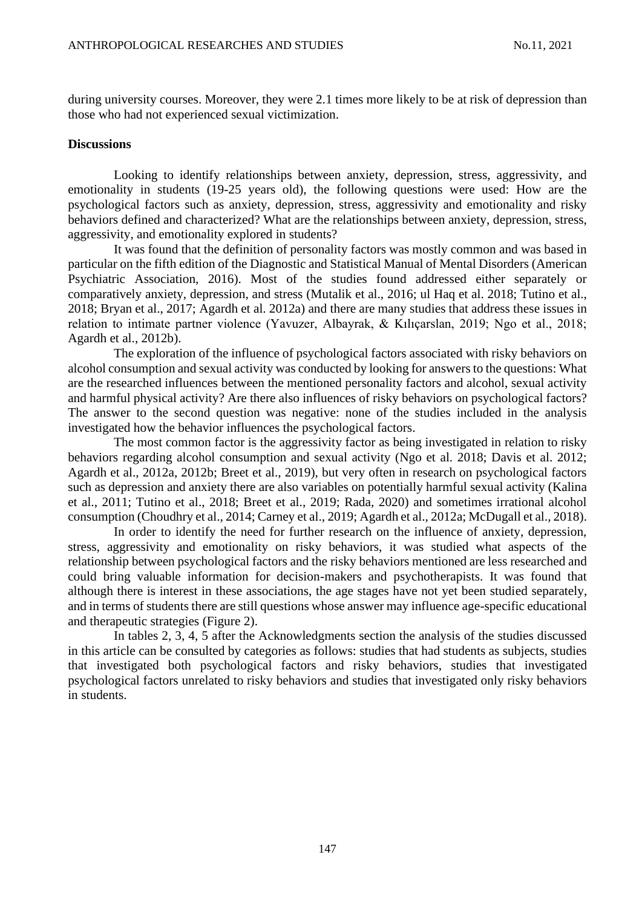during university courses. Moreover, they were 2.1 times more likely to be at risk of depression than those who had not experienced sexual victimization.

**Discussions**

Looking to identify relationships between anxiety, depression, stress, aggressivity, and emotionality in students (19-25 years old), the following questions were used: How are the psychological factors such as anxiety, depression, stress, aggressivity and emotionality and risky behaviors defined and characterized? What are the relationships between anxiety, depression, stress, aggressivity, and emotionality explored in students?

It was found that the definition of personality factors was mostly common and was based in particular on the fifth edition of the Diagnostic and Statistical Manual of Mental Disorders (American Psychiatric Association, 2016). Most of the studies found addressed either separately or comparatively anxiety, depression, and stress (Mutalik et al., 2016; ul Haq et al. 2018; Tutino et al., 2018; Bryan et al., 2017; Agardh et al. 2012a) and there are many studies that address these issues in relation to intimate partner violence (Yavuzer, Albayrak, & Kılıçarslan, 2019; Ngo et al., 2018; Agardh et al., 2012b).

The exploration of the influence of psychological factors associated with risky behaviors on alcohol consumption and sexual activity was conducted by looking for answers to the questions: What are the researched influences between the mentioned personality factors and alcohol, sexual activity and harmful physical activity? Are there also influences of risky behaviors on psychological factors? The answer to the second question was negative: none of the studies included in the analysis investigated how the behavior influences the psychological factors.

The most common factor is the aggressivity factor as being investigated in relation to risky behaviors regarding alcohol consumption and sexual activity (Ngo et al. 2018; Davis et al. 2012; Agardh et al., 2012a, 2012b; Breet et al., 2019), but very often in research on psychological factors such as depression and anxiety there are also variables on potentially harmful sexual activity (Kalina et al., 2011; Tutino et al., 2018; Breet et al., 2019; Rada, 2020) and sometimes irrational alcohol consumption (Choudhry et al., 2014; Carney et al., 2019; Agardh et al., 2012a; McDugall et al., 2018).

In order to identify the need for further research on the influence of anxiety, depression, stress, aggressivity and emotionality on risky behaviors, it was studied what aspects of the relationship between psychological factors and the risky behaviors mentioned are less researched and could bring valuable information for decision-makers and psychotherapists. It was found that although there is interest in these associations, the age stages have not yet been studied separately, and in terms of students there are still questions whose answer may influence age-specific educational and therapeutic strategies (Figure 2).

In tables 2, 3, 4, 5 after the Acknowledgments section the analysis of the studies discussed in this article can be consulted by categories as follows: studies that had students as subjects, studies that investigated both psychological factors and risky behaviors, studies that investigated psychological factors unrelated to risky behaviors and studies that investigated only risky behaviors in students.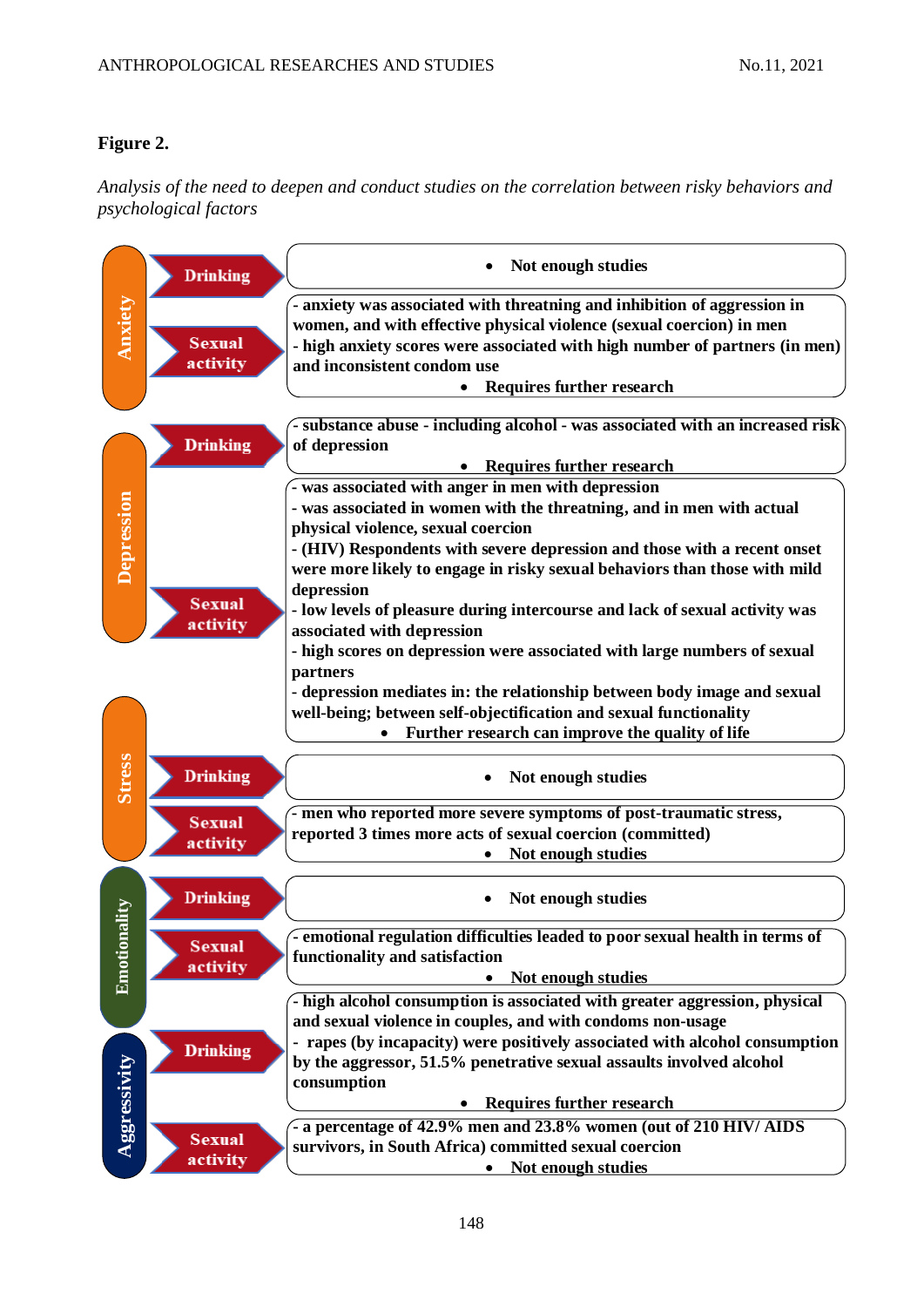**Figure 2.**

*Analysis of the need to deepen and conduct studies on the correlation between risky behaviors and psychological factors*

| Psychological factor | Risky behavior | Findings |
| --- | --- | --- |
| Anxiety | Drinking | • Not enough studies |
| | Sexual activity | - anxiety was associated with threatning and inhibition of aggression in women, and with effective physical violence (sexual coercion) in men<br>- high anxiety scores were associated with high number of partners (in men) and inconsistent condom use<br>• Requires further research |
| Depression | Drinking | - substance abuse - including alcohol - was associated with an increased risk of depression<br>• Requires further research |
| | Sexual activity | - was associated with anger in men with depression<br>- was associated in women with the threatning, and in men with actual physical violence, sexual coercion<br>- (HIV) Respondents with severe depression and those with a recent onset were more likely to engage in risky sexual behaviors than those with mild depression<br>- low levels of pleasure during intercourse and lack of sexual activity was associated with depression<br>- high scores on depression were associated with large numbers of sexual partners<br>- depression mediates in: the relationship between body image and sexual well-being; between self-objectification and sexual functionality<br>• Further research can improve the quality of life |
| Stress | Drinking | • Not enough studies |
| | Sexual activity | - men who reported more severe symptoms of post-traumatic stress, reported 3 times more acts of sexual coercion (committed)<br>• Not enough studies |
| Emotionality | Drinking | • Not enough studies |
| | Sexual activity | - emotional regulation difficulties leaded to poor sexual health in terms of functionality and satisfaction<br>• Not enough studies |
| Aggressivity | Drinking | - high alcohol consumption is associated with greater aggression, physical and sexual violence in couples, and with condoms non-usage<br>- rapes (by incapacity) were positively associated with alcohol consumption by the aggressor, 51.5% penetrative sexual assaults involved alcohol consumption<br>• Requires further research |
| | Sexual activity | - a percentage of 42.9% men and 23.8% women (out of 210 HIV/ AIDS survivors, in South Africa) committed sexual coercion<br>• Not enough studies |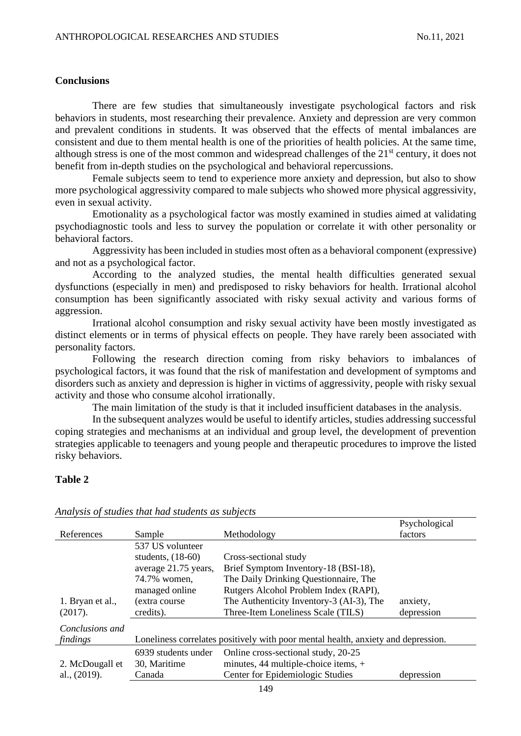**Conclusions**

There are few studies that simultaneously investigate psychological factors and risk behaviors in students, most researching their prevalence. Anxiety and depression are very common and prevalent conditions in students. It was observed that the effects of mental imbalances are consistent and due to them mental health is one of the priorities of health policies. At the same time, although stress is one of the most common and widespread challenges of the 21st century, it does not benefit from in-depth studies on the psychological and behavioral repercussions.

Female subjects seem to tend to experience more anxiety and depression, but also to show more psychological aggressivity compared to male subjects who showed more physical aggressivity, even in sexual activity.

Emotionality as a psychological factor was mostly examined in studies aimed at validating psychodiagnostic tools and less to survey the population or correlate it with other personality or behavioral factors.

Aggressivity has been included in studies most often as a behavioral component (expressive) and not as a psychological factor.

According to the analyzed studies, the mental health difficulties generated sexual dysfunctions (especially in men) and predisposed to risky behaviors for health. Irrational alcohol consumption has been significantly associated with risky sexual activity and various forms of aggression.

Irrational alcohol consumption and risky sexual activity have been mostly investigated as distinct elements or in terms of physical effects on people. They have rarely been associated with personality factors.

Following the research direction coming from risky behaviors to imbalances of psychological factors, it was found that the risk of manifestation and development of symptoms and disorders such as anxiety and depression is higher in victims of aggressivity, people with risky sexual activity and those who consume alcohol irrationally.

The main limitation of the study is that it included insufficient databases in the analysis.

In the subsequent analyzes would be useful to identify articles, studies addressing successful coping strategies and mechanisms at an individual and group level, the development of prevention strategies applicable to teenagers and young people and therapeutic procedures to improve the listed risky behaviors.

**Table 2**

*Analysis of studies that had students as subjects*

| References | Sample | Methodology | Psychological factors |
|---|---|---|---|
| 1. Bryan et al., (2017). | 537 US volunteer students, (18-60) average 21.75 years, 74.7% women, managed online (extra course credits). | Cross-sectional study Brief Symptom Inventory-18 (BSI-18), The Daily Drinking Questionnaire, The Rutgers Alcohol Problem Index (RAPI), The Authenticity Inventory-3 (AI-3), The Three-Item Loneliness Scale (TILS) | anxiety, depression |
| *Conclusions and findings* | Loneliness correlates positively with poor mental health, anxiety and depression. | | |
| 2. McDougall et al., (2019). | 6939 students under 30, Maritime Canada | Online cross-sectional study, 20-25 minutes, 44 multiple-choice items, + Center for Epidemiologic Studies | depression |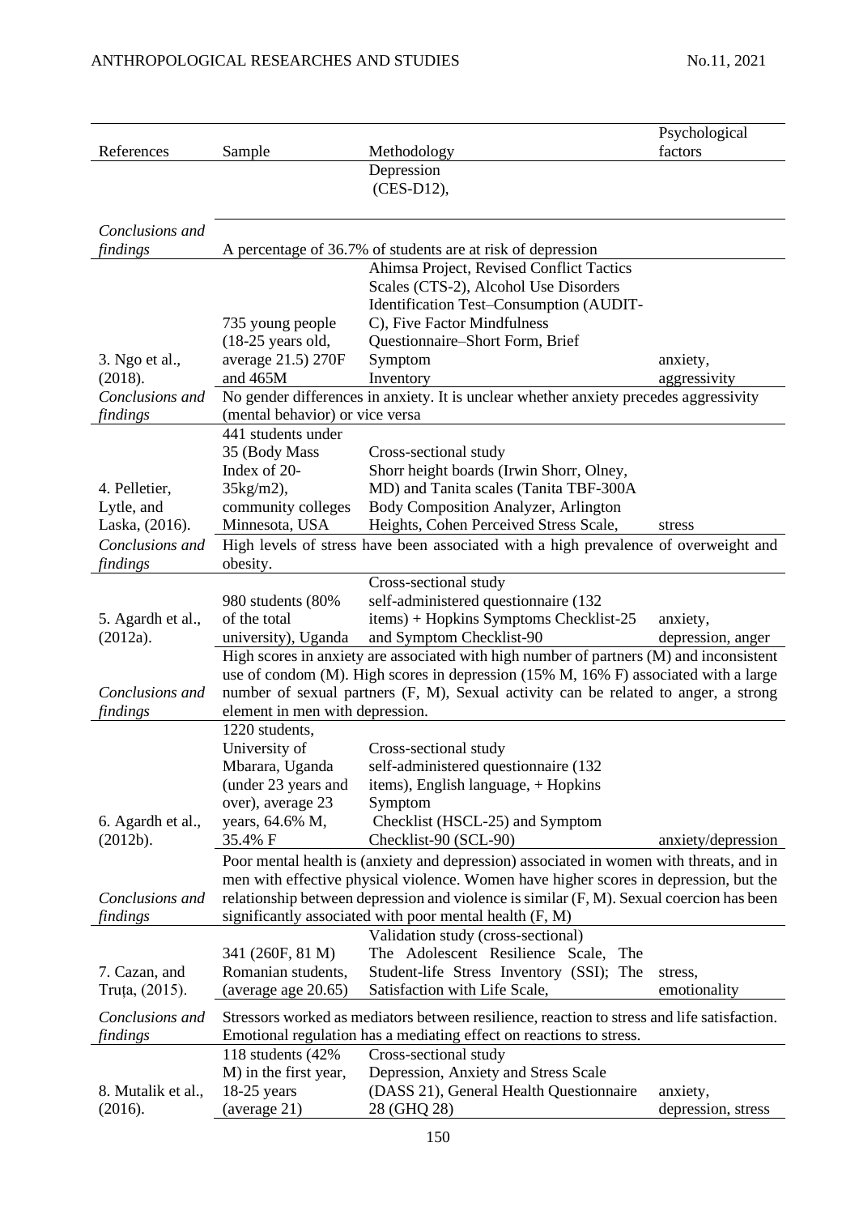| References | Sample | Methodology | Psychological factors |
|---|---|---|---|
| | | Depression (CES-D12), | |
| *Conclusions and findings* | A percentage of 36.7% of students are at risk of depression | | |
| 3. Ngo et al., (2018). | 735 young people (18-25 years old, average 21.5) 270F and 465M | Ahimsa Project, Revised Conflict Tactics Scales (CTS-2), Alcohol Use Disorders Identification Test–Consumption (AUDIT-C), Five Factor Mindfulness Questionnaire–Short Form, Brief Symptom Inventory | anxiety, aggressivity |
| *Conclusions and findings* | No gender differences in anxiety. It is unclear whether anxiety precedes aggressivity (mental behavior) or vice versa | | |
| 4. Pelletier, Lytle, and Laska, (2016). | 441 students under 35 (Body Mass Index of 20-35kg/m2), community colleges Minnesota, USA | Cross-sectional study Shorr height boards (Irwin Shorr, Olney, MD) and Tanita scales (Tanita TBF-300A Body Composition Analyzer, Arlington Heights, Cohen Perceived Stress Scale, | stress |
| *Conclusions and findings* | High levels of stress have been associated with a high prevalence of overweight and obesity. | | |
| 5. Agardh et al., (2012a). | 980 students (80% of the total university), Uganda | Cross-sectional study self-administered questionnaire (132 items) + Hopkins Symptoms Checklist-25 and Symptom Checklist-90 | anxiety, depression, anger |
| *Conclusions and findings* | High scores in anxiety are associated with high number of partners (M) and inconsistent use of condom (M). High scores in depression (15% M, 16% F) associated with a large number of sexual partners (F, M), Sexual activity can be related to anger, a strong element in men with depression. | | |
| 6. Agardh et al., (2012b). | 1220 students, University of Mbarara, Uganda (under 23 years and over), average 23 years, 64.6% M, 35.4% F | Cross-sectional study self-administered questionnaire (132 items), English language, + Hopkins Symptom Checklist (HSCL-25) and Symptom Checklist-90 (SCL-90) | anxiety/depression |
| *Conclusions and findings* | Poor mental health is (anxiety and depression) associated in women with threats, and in men with effective physical violence. Women have higher scores in depression, but the relationship between depression and violence is similar (F, M). Sexual coercion has been significantly associated with poor mental health (F, M) | | |
| 7. Cazan, and Truța, (2015). | 341 (260F, 81 M) Romanian students, (average age 20.65) | Validation study (cross-sectional) The Adolescent Resilience Scale, The Student-life Stress Inventory (SSI); The Satisfaction with Life Scale, | stress, emotionality |
| *Conclusions and findings* | Stressors worked as mediators between resilience, reaction to stress and life satisfaction. Emotional regulation has a mediating effect on reactions to stress. | | |
| 8. Mutalik et al., (2016). | 118 students (42% M) in the first year, 18-25 years (average 21) | Cross-sectional study Depression, Anxiety and Stress Scale (DASS 21), General Health Questionnaire 28 (GHQ 28) | anxiety, depression, stress |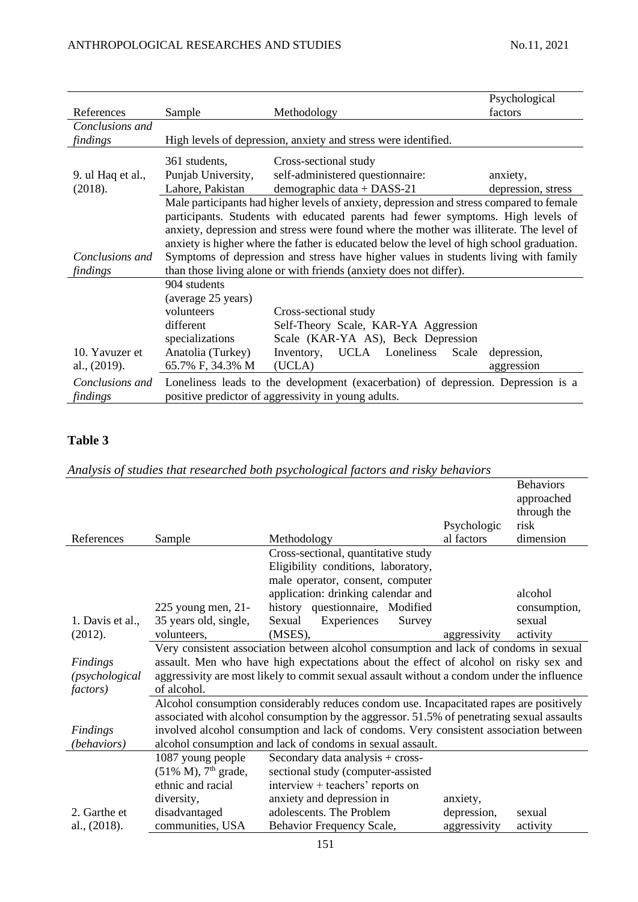| References | Sample | Methodology | Psychological factors |
|---|---|---|---|
| *Conclusions and findings* | High levels of depression, anxiety and stress were identified. | | |
| 9. ul Haq et al., (2018). | 361 students, Punjab University, Lahore, Pakistan | Cross-sectional study self-administered questionnaire: demographic data + DASS-21 | anxiety, depression, stress |
| *Conclusions and findings* | Male participants had higher levels of anxiety, depression and stress compared to female participants. Students with educated parents had fewer symptoms. High levels of anxiety, depression and stress were found where the mother was illiterate. The level of anxiety is higher where the father is educated below the level of high school graduation. Symptoms of depression and stress have higher values in students living with family than those living alone or with friends (anxiety does not differ). | | |
| 10. Yavuzer et al., (2019). | 904 students (average 25 years) volunteers different specializations Anatolia (Turkey) 65.7% F, 34.3% M | Cross-sectional study Self-Theory Scale, KAR-YA Aggression Scale (KAR-YA AS), Beck Depression Inventory, UCLA Loneliness Scale (UCLA) | depression, aggression |
| *Conclusions and findings* | Loneliness leads to the development (exacerbation) of depression. Depression is a positive predictor of aggressivity in young adults. | | |

**Table 3**

*Analysis of studies that researched both psychological factors and risky behaviors*

| References | Sample | Methodology | Psychological factors | Behaviors approached through the risk dimension |
|---|---|---|---|---|
| 1. Davis et al., (2012). | 225 young men, 21-35 years old, single, volunteers, | Cross-sectional, quantitative study Eligibility conditions, laboratory, male operator, consent, computer application: drinking calendar and history questionnaire, Modified Sexual Experiences Survey (MSES), | aggressivity | alcohol consumption, sexual activity |
| *Findings (psychological factors)* | Very consistent association between alcohol consumption and lack of condoms in sexual assault. Men who have high expectations about the effect of alcohol on risky sex and aggressivity are most likely to commit sexual assault without a condom under the influence of alcohol. | | | |
| *Findings (behaviors)* | Alcohol consumption considerably reduces condom use. Incapacitated rapes are positively associated with alcohol consumption by the aggressor. 51.5% of penetrating sexual assaults involved alcohol consumption and lack of condoms. Very consistent association between alcohol consumption and lack of condoms in sexual assault. | | | |
| 2. Garthe et al., (2018). | 1087 young people (51% M), 7th grade, ethnic and racial diversity, disadvantaged communities, USA | Secondary data analysis + cross-sectional study (computer-assisted interview + teachers' reports on anxiety and depression in adolescents. The Problem Behavior Frequency Scale, | anxiety, depression, aggressivity | sexual activity |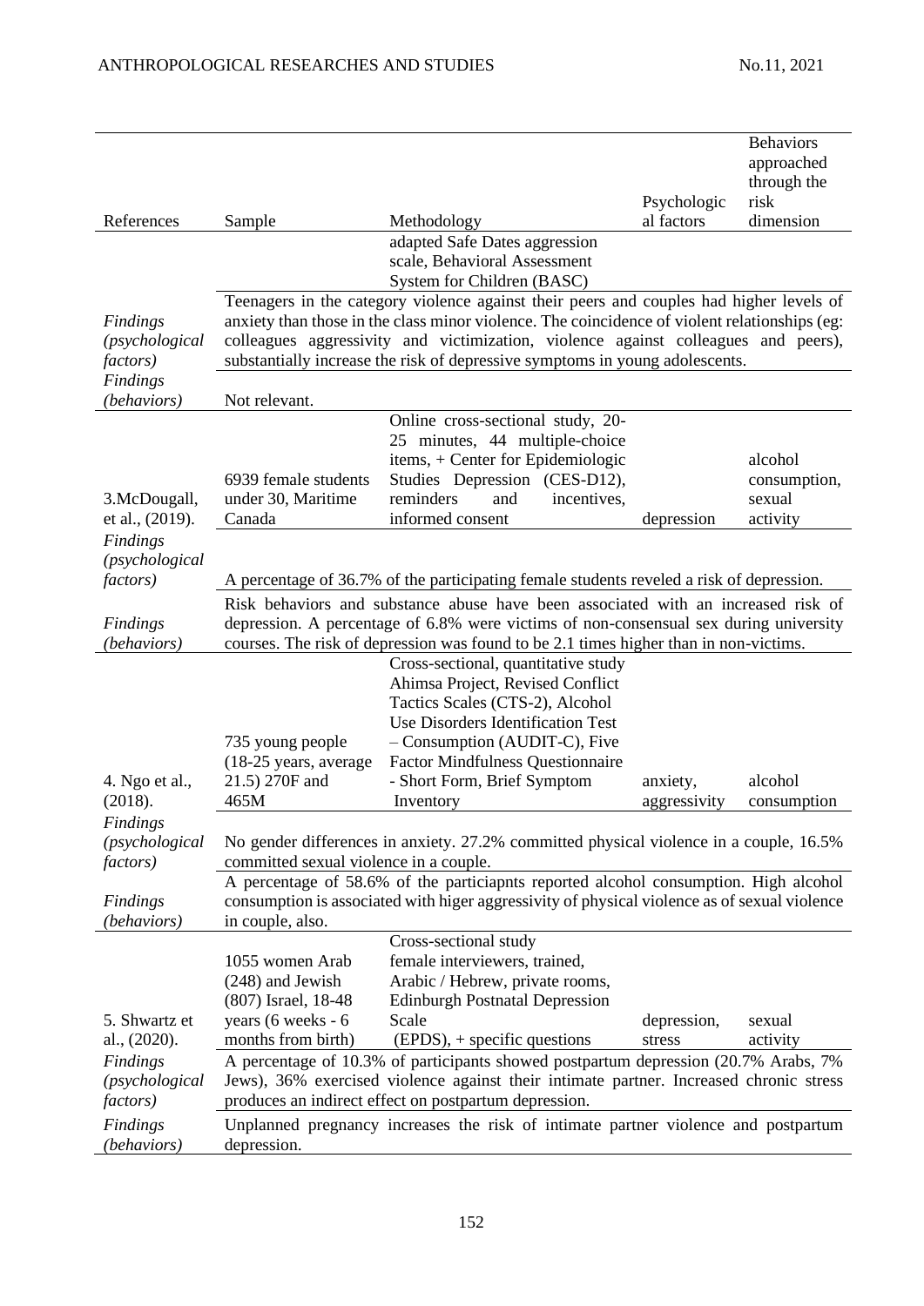| References | Sample | Methodology | Psychological factors | Behaviors approached through the risk dimension |
|---|---|---|---|---|
| | | adapted Safe Dates aggression scale, Behavioral Assessment System for Children (BASC) | | |
| *Findings (psychological factors)* | Teenagers in the category violence against their peers and couples had higher levels of anxiety than those in the class minor violence. The coincidence of violent relationships (eg: colleagues aggressivity and victimization, violence against colleagues and peers), substantially increase the risk of depressive symptoms in young adolescents. | | | |
| *Findings (behaviors)* | Not relevant. | | | |
| 3.McDougall, et al., (2019). | 6939 female students under 30, Maritime Canada | Online cross-sectional study, 20-25 minutes, 44 multiple-choice items, + Center for Epidemiologic Studies Depression (CES-D12), reminders and incentives, informed consent | depression | alcohol consumption, sexual activity |
| *Findings (psychological factors)* | A percentage of 36.7% of the participating female students reveled a risk of depression. | | | |
| *Findings (behaviors)* | Risk behaviors and substance abuse have been associated with an increased risk of depression. A percentage of 6.8% were victims of non-consensual sex during university courses. The risk of depression was found to be 2.1 times higher than in non-victims. | | | |
| 4. Ngo et al., (2018). | 735 young people (18-25 years, average 21.5) 270F and 465M | Cross-sectional, quantitative study Ahimsa Project, Revised Conflict Tactics Scales (CTS-2), Alcohol Use Disorders Identification Test – Consumption (AUDIT-C), Five Factor Mindfulness Questionnaire - Short Form, Brief Symptom Inventory | anxiety, aggressivity | alcohol consumption |
| *Findings (psychological factors)* | No gender differences in anxiety. 27.2% committed physical violence in a couple, 16.5% committed sexual violence in a couple. | | | |
| *Findings (behaviors)* | A percentage of 58.6% of the particiapnts reported alcohol consumption. High alcohol consumption is associated with higer aggressivity of physical violence as of sexual violence in couple, also. | | | |
| 5. Shwartz et al., (2020). | 1055 women Arab (248) and Jewish (807) Israel, 18-48 years (6 weeks - 6 months from birth) | Cross-sectional study female interviewers, trained, Arabic / Hebrew, private rooms, Edinburgh Postnatal Depression Scale (EPDS), + specific questions | depression, stress | sexual activity |
| *Findings (psychological factors)* | A percentage of 10.3% of participants showed postpartum depression (20.7% Arabs, 7% Jews), 36% exercised violence against their intimate partner. Increased chronic stress produces an indirect effect on postpartum depression. | | | |
| *Findings (behaviors)* | Unplanned pregnancy increases the risk of intimate partner violence and postpartum depression. | | | |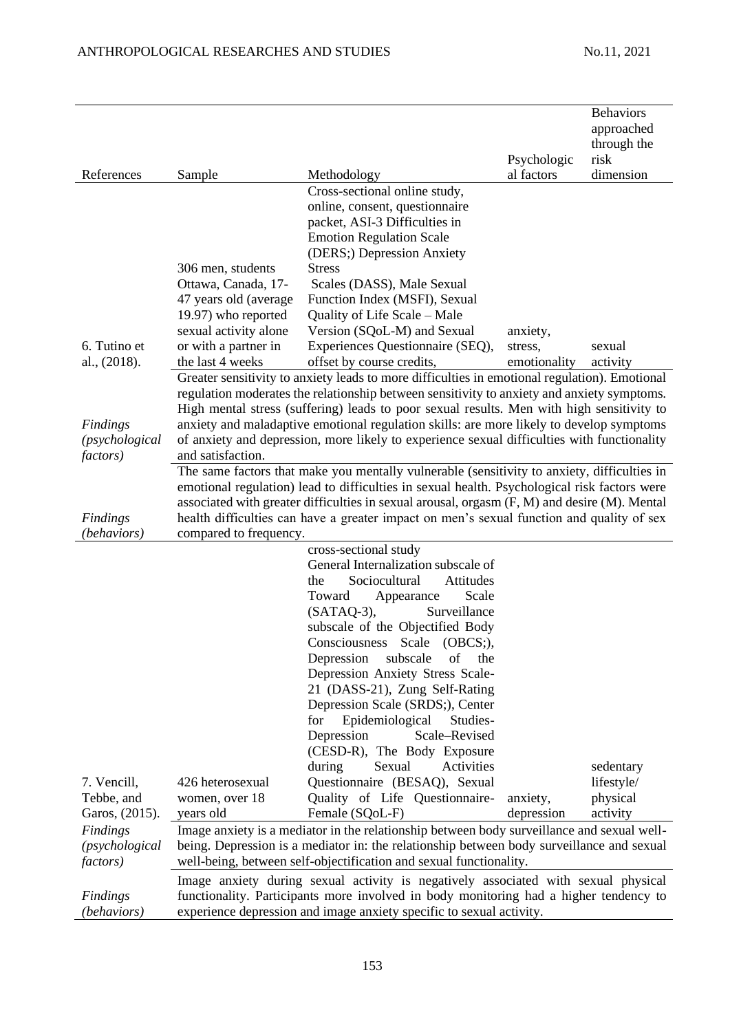| References | Sample | Methodology | Psychological factors | Behaviors approached through the risk dimension |
|---|---|---|---|---|
| 6. Tutino et al., (2018). | 306 men, students Ottawa, Canada, 17-47 years old (average 19.97) who reported sexual activity alone or with a partner in the last 4 weeks | Cross-sectional online study, online, consent, questionnaire packet, ASI-3 Difficulties in Emotion Regulation Scale (DERS;) Depression Anxiety Stress Scales (DASS), Male Sexual Function Index (MSFI), Sexual Quality of Life Scale – Male Version (SQoL-M) and Sexual Experiences Questionnaire (SEQ), offset by course credits, | anxiety, stress, emotionality | sexual activity |
| *Findings (psychological factors)* | Greater sensitivity to anxiety leads to more difficulties in emotional regulation). Emotional regulation moderates the relationship between sensitivity to anxiety and anxiety symptoms. High mental stress (suffering) leads to poor sexual results. Men with high sensitivity to anxiety and maladaptive emotional regulation skills: are more likely to develop symptoms of anxiety and depression, more likely to experience sexual difficulties with functionality and satisfaction. | | | |
| *Findings (behaviors)* | The same factors that make you mentally vulnerable (sensitivity to anxiety, difficulties in emotional regulation) lead to difficulties in sexual health. Psychological risk factors were associated with greater difficulties in sexual arousal, orgasm (F, M) and desire (M). Mental health difficulties can have a greater impact on men's sexual function and quality of sex compared to frequency. | | | |
| 7. Vencill, Tebbe, and Garos, (2015). | 426 heterosexual women, over 18 years old | cross-sectional study General Internalization subscale of the Sociocultural Attitudes Toward Appearance Scale (SATAQ-3), Surveillance subscale of the Objectified Body Consciousness Scale (OBCS;), Depression subscale of the Depression Anxiety Stress Scale-21 (DASS-21), Zung Self-Rating Depression Scale (SRDS;), Center for Epidemiological Studies-Depression Scale–Revised (CESD-R), The Body Exposure during Sexual Activities Questionnaire (BESAQ), Sexual Quality of Life Questionnaire-Female (SQoL-F) | anxiety, depression | sedentary lifestyle/ physical activity |
| *Findings (psychological factors)* | Image anxiety is a mediator in the relationship between body surveillance and sexual well-being. Depression is a mediator in: the relationship between body surveillance and sexual well-being, between self-objectification and sexual functionality. | | | |
| *Findings (behaviors)* | Image anxiety during sexual activity is negatively associated with sexual physical functionality. Participants more involved in body monitoring had a higher tendency to experience depression and image anxiety specific to sexual activity. | | | |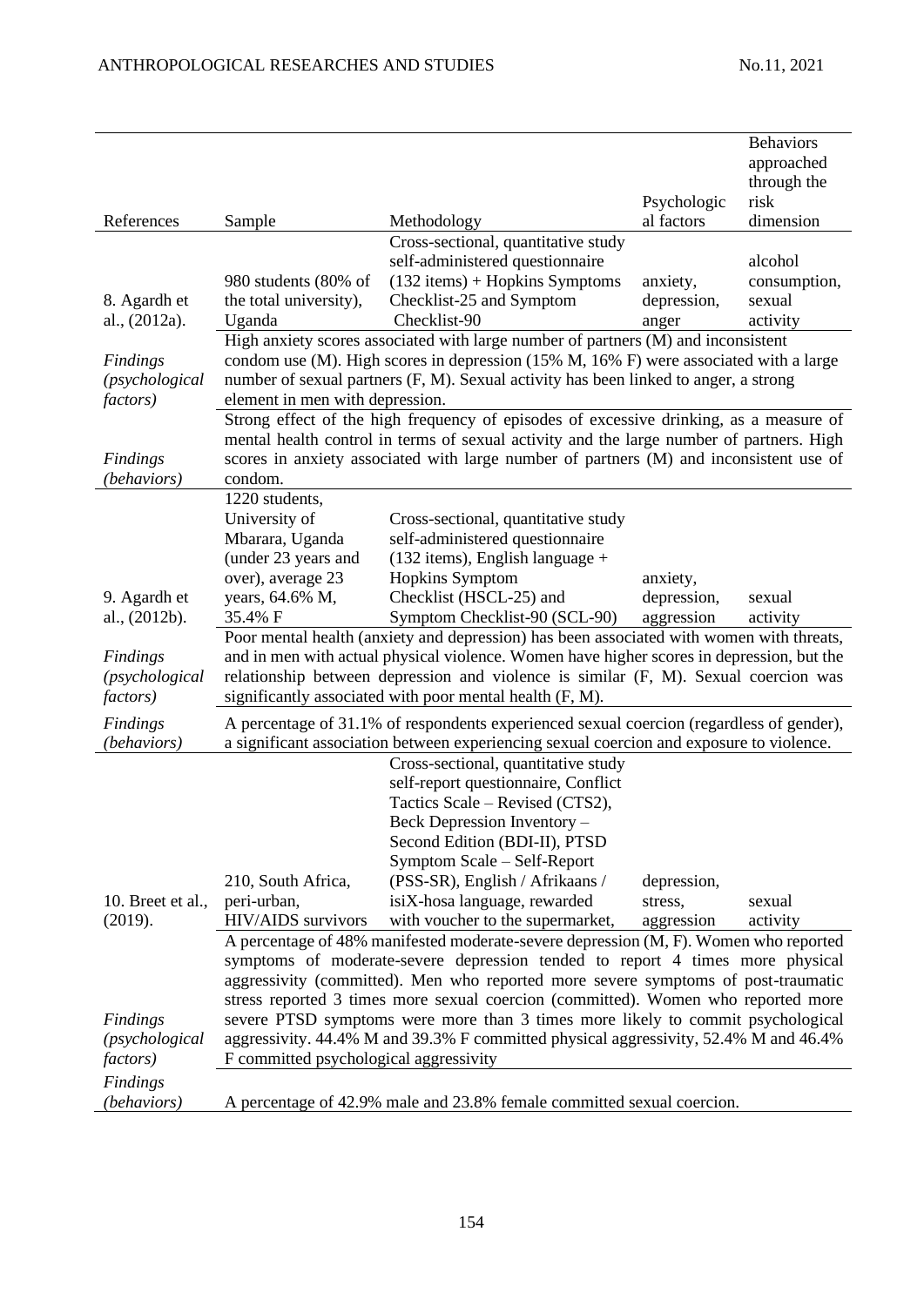| References | Sample | Methodology | Psychological factors | Behaviors approached through the risk dimension |
|---|---|---|---|---|
| 8. Agardh et al., (2012a). | 980 students (80% of the total university), Uganda | Cross-sectional, quantitative study self-administered questionnaire (132 items) + Hopkins Symptoms Checklist-25 and Symptom Checklist-90 | anxiety, depression, anger | alcohol consumption, sexual activity |
| *Findings (psychological factors)* | High anxiety scores associated with large number of partners (M) and inconsistent condom use (M). High scores in depression (15% M, 16% F) were associated with a large number of sexual partners (F, M). Sexual activity has been linked to anger, a strong element in men with depression. | | | |
| *Findings (behaviors)* | Strong effect of the high frequency of episodes of excessive drinking, as a measure of mental health control in terms of sexual activity and the large number of partners. High scores in anxiety associated with large number of partners (M) and inconsistent use of condom. | | | |
| 9. Agardh et al., (2012b). | 1220 students, University of Mbarara, Uganda (under 23 years and over), average 23 years, 64.6% M, 35.4% F | Cross-sectional, quantitative study self-administered questionnaire (132 items), English language + Hopkins Symptom Checklist (HSCL-25) and Symptom Checklist-90 (SCL-90) | anxiety, depression, aggression | sexual activity |
| *Findings (psychological factors)* | Poor mental health (anxiety and depression) has been associated with women with threats, and in men with actual physical violence. Women have higher scores in depression, but the relationship between depression and violence is similar (F, M). Sexual coercion was significantly associated with poor mental health (F, M). | | | |
| *Findings (behaviors)* | A percentage of 31.1% of respondents experienced sexual coercion (regardless of gender), a significant association between experiencing sexual coercion and exposure to violence. | | | |
| 10. Breet et al., (2019). | 210, South Africa, peri-urban, HIV/AIDS survivors | Cross-sectional, quantitative study self-report questionnaire, Conflict Tactics Scale – Revised (CTS2), Beck Depression Inventory – Second Edition (BDI-II), PTSD Symptom Scale – Self-Report (PSS-SR), English / Afrikaans / isiX-hosa language, rewarded with voucher to the supermarket, | depression, stress, aggression | sexual activity |
| *Findings (psychological factors)* | A percentage of 48% manifested moderate-severe depression (M, F). Women who reported symptoms of moderate-severe depression tended to report 4 times more physical aggressivity (committed). Men who reported more severe symptoms of post-traumatic stress reported 3 times more sexual coercion (committed). Women who reported more severe PTSD symptoms were more than 3 times more likely to commit psychological aggressivity. 44.4% M and 39.3% F committed physical aggressivity, 52.4% M and 46.4% F committed psychological aggressivity | | | |
| *Findings (behaviors)* | A percentage of 42.9% male and 23.8% female committed sexual coercion. | | | |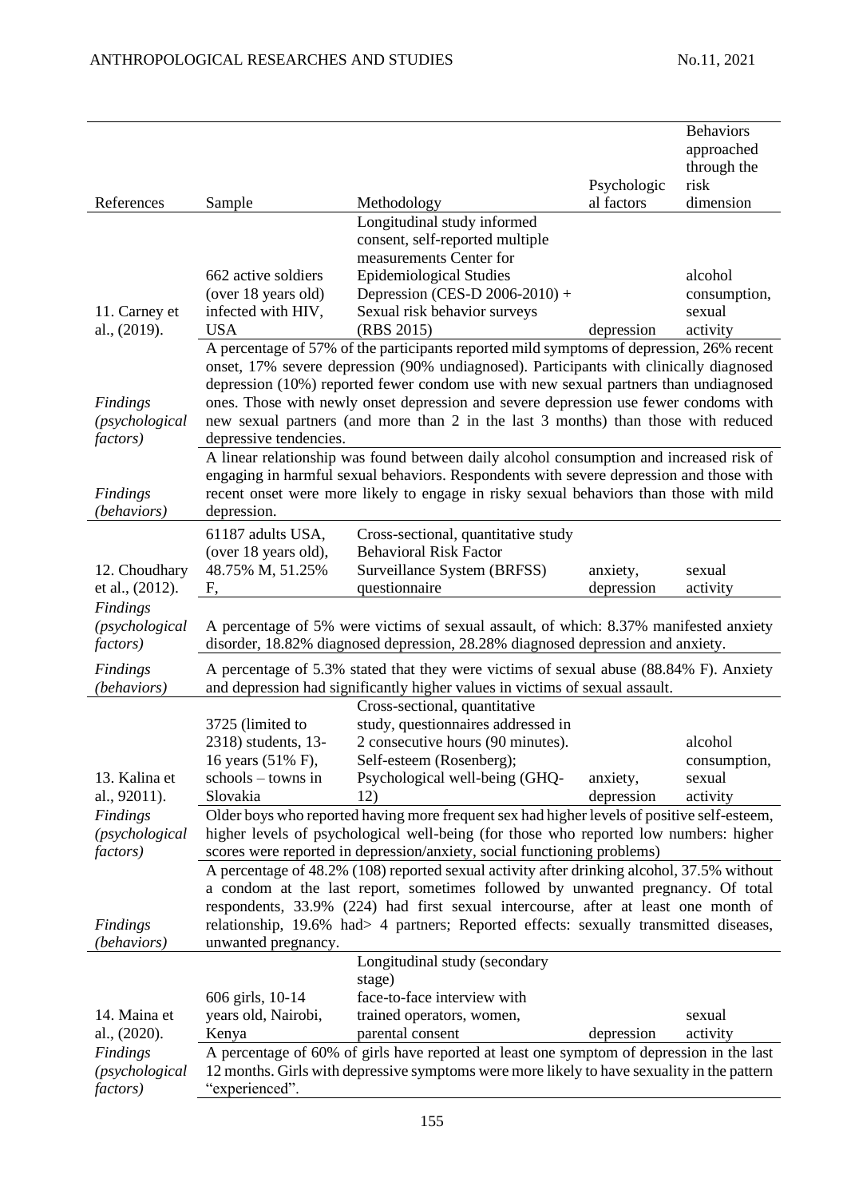| References | Sample | Methodology | Psychological factors | Behaviors approached through the risk dimension |
|---|---|---|---|---|
| 11. Carney et al., (2019). | 662 active soldiers (over 18 years old) infected with HIV, USA | Longitudinal study informed consent, self-reported multiple measurements Center for Epidemiological Studies Depression (CES-D 2006-2010) + Sexual risk behavior surveys (RBS 2015) | depression | alcohol consumption, sexual activity |
| *Findings (psychological factors)* | A percentage of 57% of the participants reported mild symptoms of depression, 26% recent onset, 17% severe depression (90% undiagnosed). Participants with clinically diagnosed depression (10%) reported fewer condom use with new sexual partners than undiagnosed ones. Those with newly onset depression and severe depression use fewer condoms with new sexual partners (and more than 2 in the last 3 months) than those with reduced depressive tendencies. | | | |
| *Findings (behaviors)* | A linear relationship was found between daily alcohol consumption and increased risk of engaging in harmful sexual behaviors. Respondents with severe depression and those with recent onset were more likely to engage in risky sexual behaviors than those with mild depression. | | | |
| 12. Choudhary et al., (2012). | 61187 adults USA, (over 18 years old), 48.75% M, 51.25% F, | Cross-sectional, quantitative study Behavioral Risk Factor Surveillance System (BRFSS) questionnaire | anxiety, depression | sexual activity |
| *Findings (psychological factors)* | A percentage of 5% were victims of sexual assault, of which: 8.37% manifested anxiety disorder, 18.82% diagnosed depression, 28.28% diagnosed depression and anxiety. | | | |
| *Findings (behaviors)* | A percentage of 5.3% stated that they were victims of sexual abuse (88.84% F). Anxiety and depression had significantly higher values in victims of sexual assault. | | | |
| 13. Kalina et al., 92011). | 3725 (limited to 2318) students, 13-16 years (51% F), schools – towns in Slovakia | Cross-sectional, quantitative study, questionnaires addressed in 2 consecutive hours (90 minutes). Self-esteem (Rosenberg); Psychological well-being (GHQ-12) | anxiety, depression | alcohol consumption, sexual activity |
| *Findings (psychological factors)* | Older boys who reported having more frequent sex had higher levels of positive self-esteem, higher levels of psychological well-being (for those who reported low numbers: higher scores were reported in depression/anxiety, social functioning problems) | | | |
| *Findings (behaviors)* | A percentage of 48.2% (108) reported sexual activity after drinking alcohol, 37.5% without a condom at the last report, sometimes followed by unwanted pregnancy. Of total respondents, 33.9% (224) had first sexual intercourse, after at least one month of relationship, 19.6% had> 4 partners; Reported effects: sexually transmitted diseases, unwanted pregnancy. | | | |
| 14. Maina et al., (2020). | 606 girls, 10-14 years old, Nairobi, Kenya | Longitudinal study (secondary stage) face-to-face interview with trained operators, women, parental consent | depression | sexual activity |
| *Findings (psychological factors)* | A percentage of 60% of girls have reported at least one symptom of depression in the last 12 months. Girls with depressive symptoms were more likely to have sexuality in the pattern "experienced". | | | |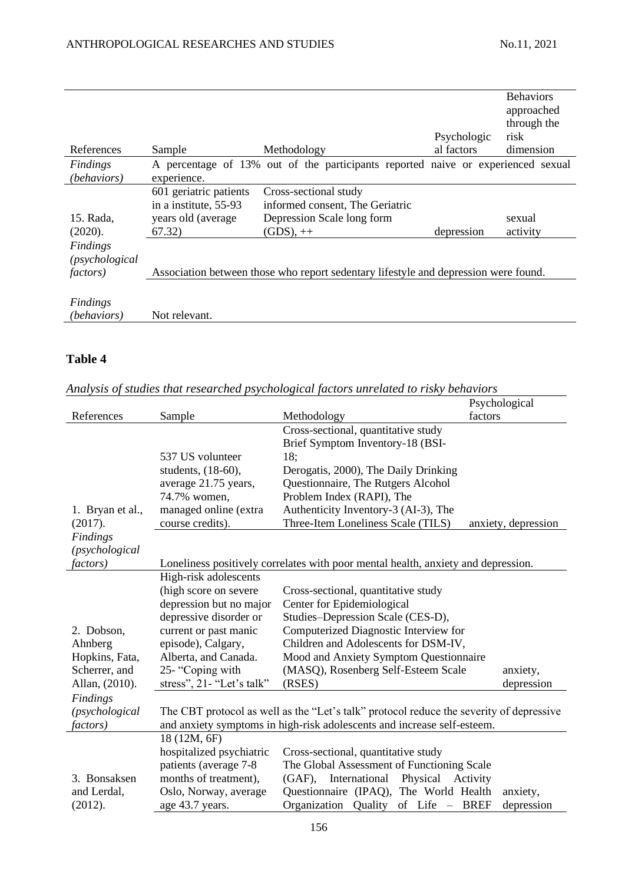| References | Sample | Methodology | Psychological factors | Behaviors approached through the risk dimension |
|---|---|---|---|---|
| *Findings (behaviors)* | A percentage of 13% out of the participants reported naive or experienced sexual experience. | | | |
| 15. Rada, (2020). | 601 geriatric patients in a institute, 55-93 years old (average 67.32) | Cross-sectional study informed consent, The Geriatric Depression Scale long form (GDS), ++ | depression | sexual activity |
| *Findings (psychological factors)* | Association between those who report sedentary lifestyle and depression were found. | | | |
| *Findings (behaviors)* | Not relevant. | | | |

## Table 4

*Analysis of studies that researched psychological factors unrelated to risky behaviors*

| References | Sample | Methodology | Psychological factors |
|---|---|---|---|
| 1. Bryan et al., (2017). | 537 US volunteer students, (18-60), average 21.75 years, 74.7% women, managed online (extra course credits). | Cross-sectional, quantitative study Brief Symptom Inventory-18 (BSI-18; Derogatis, 2000), The Daily Drinking Questionnaire, The Rutgers Alcohol Problem Index (RAPI), The Authenticity Inventory-3 (AI-3), The Three-Item Loneliness Scale (TILS) | anxiety, depression |
| *Findings (psychological factors)* | Loneliness positively correlates with poor mental health, anxiety and depression. | | |
| 2. Dobson, Ahnberg Hopkins, Fata, Scherrer, and Allan, (2010). | High-risk adolescents (high score on severe depression but no major depressive disorder or current or past manic episode), Calgary, Alberta, and Canada. 25- "Coping with stress", 21- "Let's talk" | Cross-sectional, quantitative study Center for Epidemiological Studies–Depression Scale (CES-D), Computerized Diagnostic Interview for Children and Adolescents for DSM-IV, Mood and Anxiety Symptom Questionnaire (MASQ), Rosenberg Self-Esteem Scale (RSES) | anxiety, depression |
| *Findings (psychological factors)* | The CBT protocol as well as the "Let's talk" protocol reduce the severity of depressive and anxiety symptoms in high-risk adolescents and increase self-esteem. | | |
| 3. Bonsaksen and Lerdal, (2012). | 18 (12M, 6F) hospitalized psychiatric patients (average 7-8 months of treatment), Oslo, Norway, average age 43.7 years. | Cross-sectional, quantitative study The Global Assessment of Functioning Scale (GAF), International Physical Activity Questionnaire (IPAQ), The World Health Organization Quality of Life – BREF | anxiety, depression |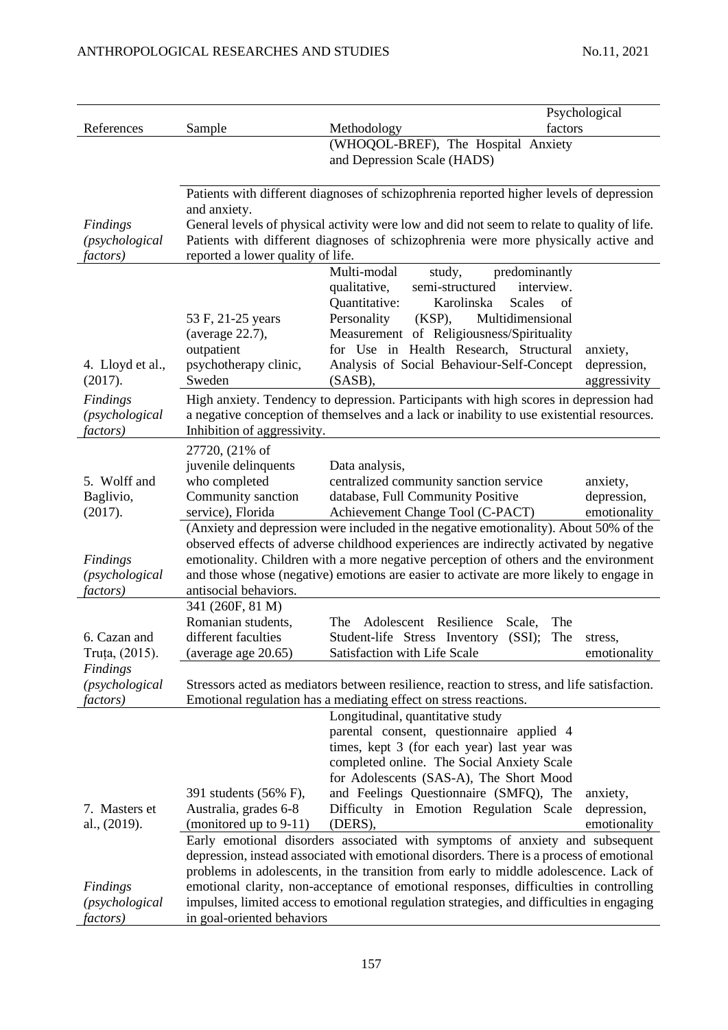| References | Sample | Methodology | Psychological factors |
|---|---|---|---|
| | | (WHOQOL-BREF), The Hospital Anxiety and Depression Scale (HADS) | |
| *Findings (psychological factors)* | Patients with different diagnoses of schizophrenia reported higher levels of depression and anxiety. General levels of physical activity were low and did not seem to relate to quality of life. Patients with different diagnoses of schizophrenia were more physically active and reported a lower quality of life. | | |
| 4. Lloyd et al., (2017). | 53 F, 21-25 years (average 22.7), outpatient psychotherapy clinic, Sweden | Multi-modal study, predominantly qualitative, semi-structured interview. Quantitative: Karolinska Scales of Personality (KSP), Multidimensional Measurement of Religiousness/Spirituality for Use in Health Research, Structural Analysis of Social Behaviour-Self-Concept (SASB), | anxiety, depression, aggressivity |
| *Findings (psychological factors)* | High anxiety. Tendency to depression. Participants with high scores in depression had a negative conception of themselves and a lack or inability to use existential resources. Inhibition of aggressivity. | | |
| 5. Wolff and Baglivio, (2017). | 27720, (21% of juvenile delinquents who completed Community sanction service), Florida | Data analysis, centralized community sanction service database, Full Community Positive Achievement Change Tool (C-PACT) | anxiety, depression, emotionality |
| *Findings (psychological factors)* | (Anxiety and depression were included in the negative emotionality). About 50% of the observed effects of adverse childhood experiences are indirectly activated by negative emotionality. Children with a more negative perception of others and the environment and those whose (negative) emotions are easier to activate are more likely to engage in antisocial behaviors. | | |
| 6. Cazan and Truța, (2015). | 341 (260F, 81 M) Romanian students, different faculties (average age 20.65) | The Adolescent Resilience Scale, The Student-life Stress Inventory (SSI); The Satisfaction with Life Scale | stress, emotionality |
| *Findings (psychological factors)* | Stressors acted as mediators between resilience, reaction to stress, and life satisfaction. Emotional regulation has a mediating effect on stress reactions. | | |
| 7. Masters et al., (2019). | 391 students (56% F), Australia, grades 6-8 (monitored up to 9-11) | Longitudinal, quantitative study parental consent, questionnaire applied 4 times, kept 3 (for each year) last year was completed online. The Social Anxiety Scale for Adolescents (SAS-A), The Short Mood and Feelings Questionnaire (SMFQ), The Difficulty in Emotion Regulation Scale (DERS), | anxiety, depression, emotionality |
| *Findings (psychological factors)* | Early emotional disorders associated with symptoms of anxiety and subsequent depression, instead associated with emotional disorders. There is a process of emotional problems in adolescents, in the transition from early to middle adolescence. Lack of emotional clarity, non-acceptance of emotional responses, difficulties in controlling impulses, limited access to emotional regulation strategies, and difficulties in engaging in goal-oriented behaviors | | |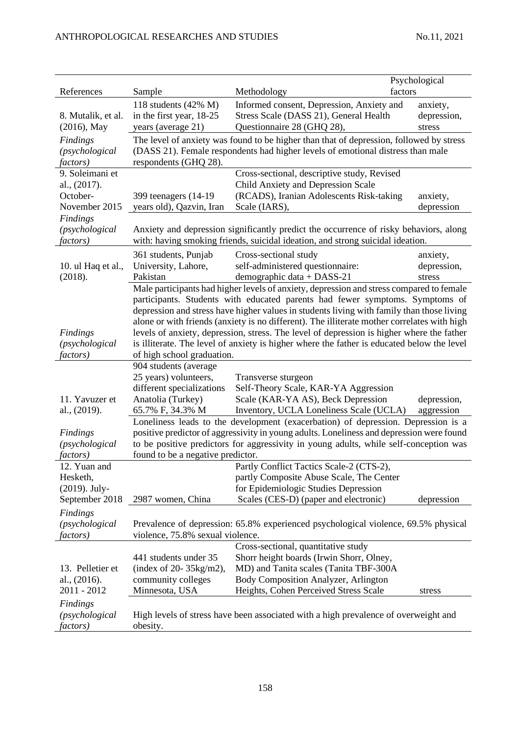| References | Sample | Methodology | Psychological factors |
|---|---|---|---|
| 8. Mutalik, et al. (2016), May | 118 students (42% M) in the first year, 18-25 years (average 21) | Informed consent, Depression, Anxiety and Stress Scale (DASS 21), General Health Questionnaire 28 (GHQ 28), | anxiety, depression, stress |
| *Findings (psychological factors)* | The level of anxiety was found to be higher than that of depression, followed by stress (DASS 21). Female respondents had higher levels of emotional distress than male respondents (GHQ 28). | | |
| 9. Soleimani et al., (2017). October-November 2015 | 399 teenagers (14-19 years old), Qazvin, Iran | Cross-sectional, descriptive study, Revised Child Anxiety and Depression Scale (RCADS), Iranian Adolescents Risk-taking Scale (IARS), | anxiety, depression |
| *Findings (psychological factors)* | Anxiety and depression significantly predict the occurrence of risky behaviors, along with: having smoking friends, suicidal ideation, and strong suicidal ideation. | | |
| 10. ul Haq et al., (2018). | 361 students, Punjab University, Lahore, Pakistan | Cross-sectional study self-administered questionnaire: demographic data + DASS-21 | anxiety, depression, stress |
| *Findings (psychological factors)* | Male participants had higher levels of anxiety, depression and stress compared to female participants. Students with educated parents had fewer symptoms. Symptoms of depression and stress have higher values in students living with family than those living alone or with friends (anxiety is no different). The illiterate mother correlates with high levels of anxiety, depression, stress. The level of depression is higher where the father is illiterate. The level of anxiety is higher where the father is educated below the level of high school graduation. | | |
| 11. Yavuzer et al., (2019). | 904 students (average 25 years) volunteers, different specializations Anatolia (Turkey) 65.7% F, 34.3% M | Transverse sturgeon Self-Theory Scale, KAR-YA Aggression Scale (KAR-YA AS), Beck Depression Inventory, UCLA Loneliness Scale (UCLA) | depression, aggression |
| *Findings (psychological factors)* | Loneliness leads to the development (exacerbation) of depression. Depression is a positive predictor of aggressivity in young adults. Loneliness and depression were found to be positive predictors for aggressivity in young adults, while self-conception was found to be a negative predictor. | | |
| 12. Yuan and Hesketh, (2019). July-September 2018 | 2987 women, China | Partly Conflict Tactics Scale-2 (CTS-2), partly Composite Abuse Scale, The Center for Epidemiologic Studies Depression Scales (CES-D) (paper and electronic) | depression |
| *Findings (psychological factors)* | Prevalence of depression: 65.8% experienced psychological violence, 69.5% physical violence, 75.8% sexual violence. | | |
| 13. Pelletier et al., (2016). 2011 - 2012 | 441 students under 35 (index of 20- 35kg/m2), community colleges Minnesota, USA | Cross-sectional, quantitative study Shorr height boards (Irwin Shorr, Olney, MD) and Tanita scales (Tanita TBF-300A Body Composition Analyzer, Arlington Heights, Cohen Perceived Stress Scale | stress |
| *Findings (psychological factors)* | High levels of stress have been associated with a high prevalence of overweight and obesity. | | |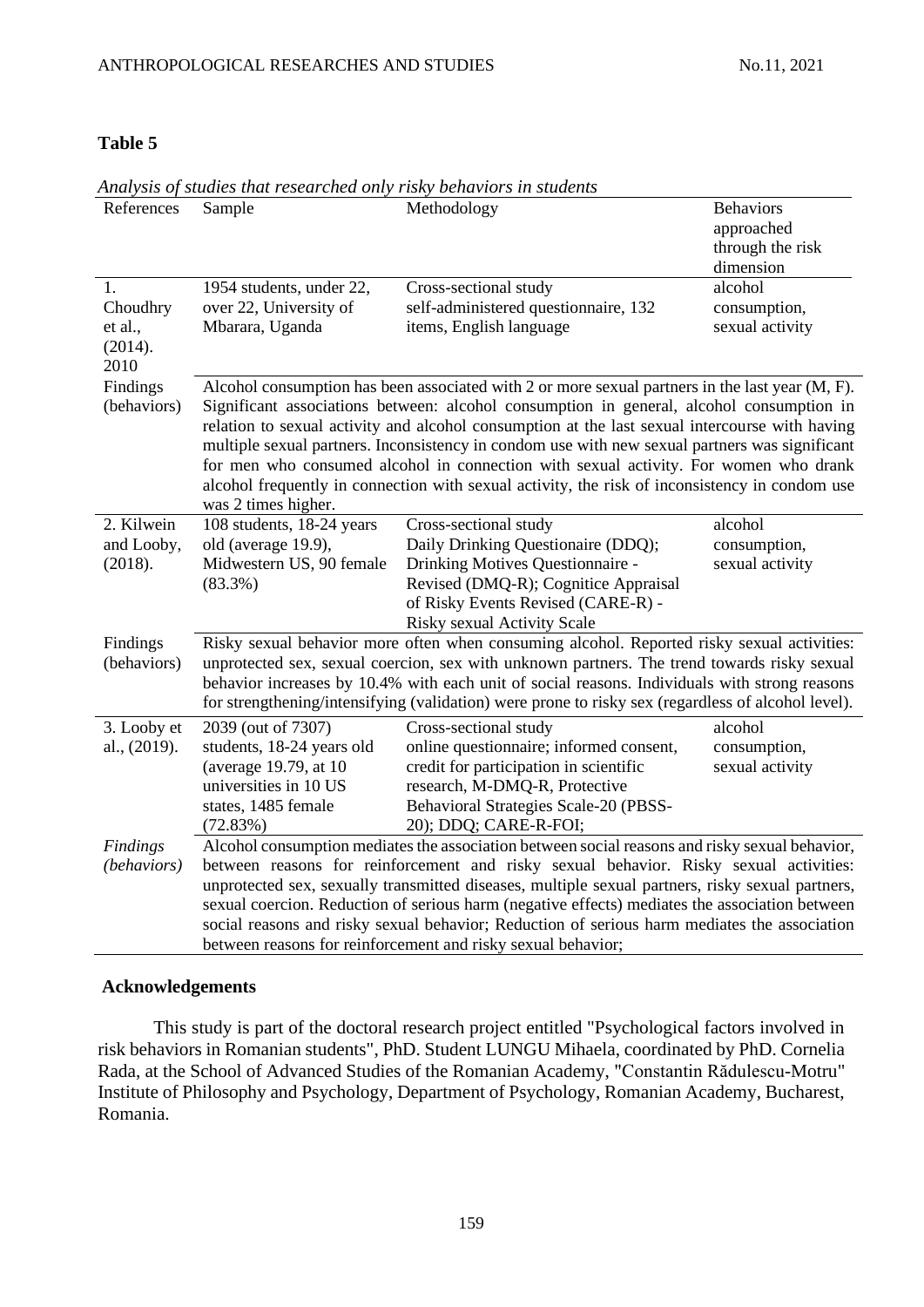**Table 5**

*Analysis of studies that researched only risky behaviors in students*

| References | Sample | Methodology | Behaviors approached through the risk dimension |
|---|---|---|---|
| 1. Choudhry et al., (2014). 2010 | 1954 students, under 22, over 22, University of Mbarara, Uganda | Cross-sectional study self-administered questionnaire, 132 items, English language | alcohol consumption, sexual activity |
| Findings (behaviors) | Alcohol consumption has been associated with 2 or more sexual partners in the last year (M, F). Significant associations between: alcohol consumption in general, alcohol consumption in relation to sexual activity and alcohol consumption at the last sexual intercourse with having multiple sexual partners. Inconsistency in condom use with new sexual partners was significant for men who consumed alcohol in connection with sexual activity. For women who drank alcohol frequently in connection with sexual activity, the risk of inconsistency in condom use was 2 times higher. | | |
| 2. Kilwein and Looby, (2018). | 108 students, 18-24 years old (average 19.9), Midwestern US, 90 female (83.3%) | Cross-sectional study Daily Drinking Questionnaire (DDQ); Drinking Motives Questionnaire - Revised (DMQ-R); Cognitice Appraisal of Risky Events Revised (CARE-R) - Risky sexual Activity Scale | alcohol consumption, sexual activity |
| Findings (behaviors) | Risky sexual behavior more often when consuming alcohol. Reported risky sexual activities: unprotected sex, sexual coercion, sex with unknown partners. The trend towards risky sexual behavior increases by 10.4% with each unit of social reasons. Individuals with strong reasons for strengthening/intensifying (validation) were prone to risky sex (regardless of alcohol level). | | |
| 3. Looby et al., (2019). | 2039 (out of 7307) students, 18-24 years old (average 19.79, at 10 universities in 10 US states, 1485 female (72.83%) | Cross-sectional study online questionnaire; informed consent, credit for participation in scientific research, M-DMQ-R, Protective Behavioral Strategies Scale-20 (PBSS-20); DDQ; CARE-R-FOI; | alcohol consumption, sexual activity |
| *Findings (behaviors)* | Alcohol consumption mediates the association between social reasons and risky sexual behavior, between reasons for reinforcement and risky sexual behavior. Risky sexual activities: unprotected sex, sexually transmitted diseases, multiple sexual partners, risky sexual partners, sexual coercion. Reduction of serious harm (negative effects) mediates the association between social reasons and risky sexual behavior; Reduction of serious harm mediates the association between reasons for reinforcement and risky sexual behavior; | | |

## Acknowledgements

This study is part of the doctoral research project entitled "Psychological factors involved in risk behaviors in Romanian students", PhD. Student LUNGU Mihaela, coordinated by PhD. Cornelia Rada, at the School of Advanced Studies of the Romanian Academy, "Constantin Rădulescu-Motru" Institute of Philosophy and Psychology, Department of Psychology, Romanian Academy, Bucharest, Romania.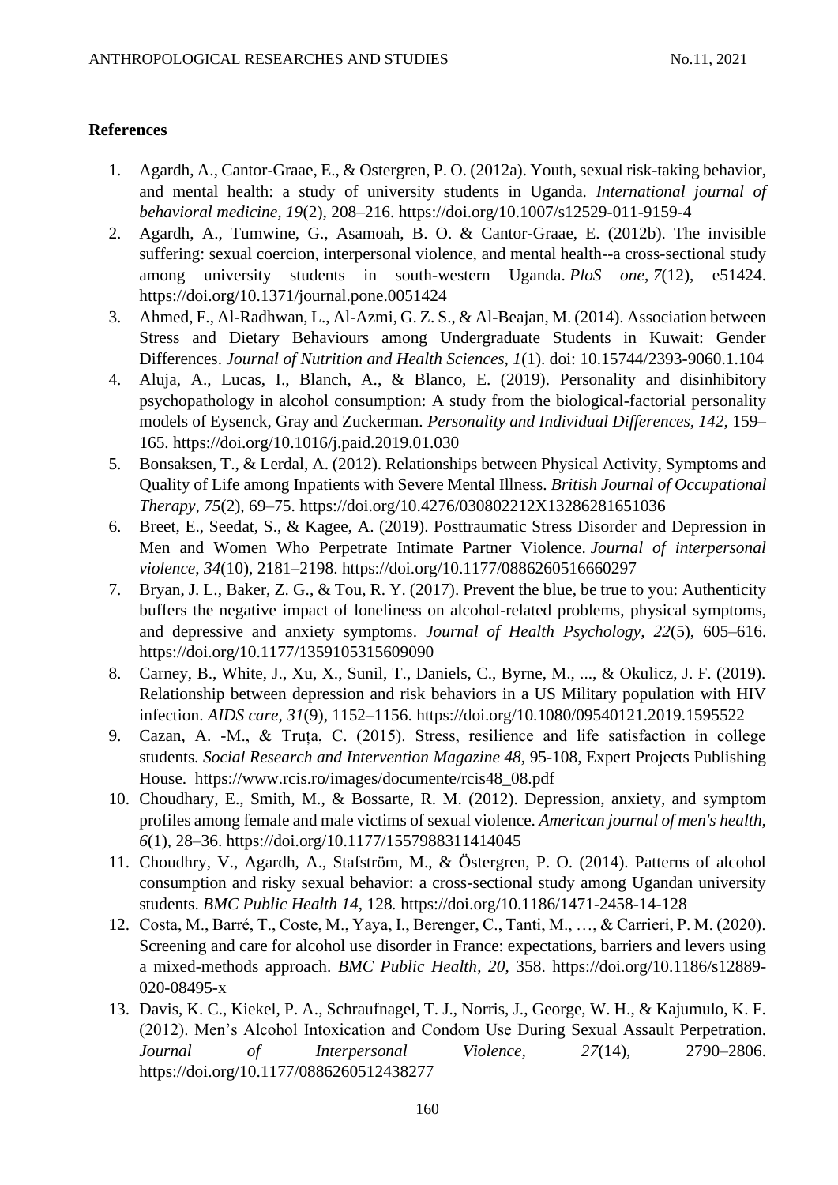## References

1. Agardh, A., Cantor-Graae, E., & Ostergren, P. O. (2012a). Youth, sexual risk-taking behavior, and mental health: a study of university students in Uganda. *International journal of behavioral medicine*, *19*(2), 208–216. https://doi.org/10.1007/s12529-011-9159-4
2. Agardh, A., Tumwine, G., Asamoah, B. O. & Cantor-Graae, E. (2012b). The invisible suffering: sexual coercion, interpersonal violence, and mental health--a cross-sectional study among university students in south-western Uganda. *PloS one*, *7*(12), e51424. https://doi.org/10.1371/journal.pone.0051424
3. Ahmed, F., Al-Radhwan, L., Al-Azmi, G. Z. S., & Al-Beajan, M. (2014). Association between Stress and Dietary Behaviours among Undergraduate Students in Kuwait: Gender Differences. *Journal of Nutrition and Health Sciences, 1*(1). doi: 10.15744/2393-9060.1.104
4. Aluja, A., Lucas, I., Blanch, A., & Blanco, E. (2019). Personality and disinhibitory psychopathology in alcohol consumption: A study from the biological-factorial personality models of Eysenck, Gray and Zuckerman. *Personality and Individual Differences, 142,* 159–165. https://doi.org/10.1016/j.paid.2019.01.030
5. Bonsaksen, T., & Lerdal, A. (2012). Relationships between Physical Activity, Symptoms and Quality of Life among Inpatients with Severe Mental Illness. *British Journal of Occupational Therapy, 75*(2), 69–75. https://doi.org/10.4276/030802212X13286281651036
6. Breet, E., Seedat, S., & Kagee, A. (2019). Posttraumatic Stress Disorder and Depression in Men and Women Who Perpetrate Intimate Partner Violence. *Journal of interpersonal violence*, *34*(10), 2181–2198. https://doi.org/10.1177/0886260516660297
7. Bryan, J. L., Baker, Z. G., & Tou, R. Y. (2017). Prevent the blue, be true to you: Authenticity buffers the negative impact of loneliness on alcohol-related problems, physical symptoms, and depressive and anxiety symptoms. *Journal of Health Psychology, 22*(5), 605–616. https://doi.org/10.1177/1359105315609090
8. Carney, B., White, J., Xu, X., Sunil, T., Daniels, C., Byrne, M., ..., & Okulicz, J. F. (2019). Relationship between depression and risk behaviors in a US Military population with HIV infection. *AIDS care*, *31*(9), 1152–1156. https://doi.org/10.1080/09540121.2019.1595522
9. Cazan, A. -M., & Truța, C. (2015). Stress, resilience and life satisfaction in college students. *Social Research and Intervention Magazine 48*, 95-108, Expert Projects Publishing House. https://www.rcis.ro/images/documente/rcis48_08.pdf
10. Choudhary, E., Smith, M., & Bossarte, R. M. (2012). Depression, anxiety, and symptom profiles among female and male victims of sexual violence. *American journal of men's health*, *6*(1), 28–36. https://doi.org/10.1177/1557988311414045
11. Choudhry, V., Agardh, A., Stafström, M., & Östergren, P. O. (2014). Patterns of alcohol consumption and risky sexual behavior: a cross-sectional study among Ugandan university students. *BMC Public Health 14*, 128*.* https://doi.org/10.1186/1471-2458-14-128
12. Costa, M., Barré, T., Coste, M., Yaya, I., Berenger, C., Tanti, M., …, & Carrieri, P. M. (2020). Screening and care for alcohol use disorder in France: expectations, barriers and levers using a mixed-methods approach. *BMC Public Health*, *20*, 358. https://doi.org/10.1186/s12889-020-08495-x
13. Davis, K. C., Kiekel, P. A., Schraufnagel, T. J., Norris, J., George, W. H., & Kajumulo, K. F. (2012). Men's Alcohol Intoxication and Condom Use During Sexual Assault Perpetration. *Journal of Interpersonal Violence*, *27*(14), 2790–2806. https://doi.org/10.1177/0886260512438277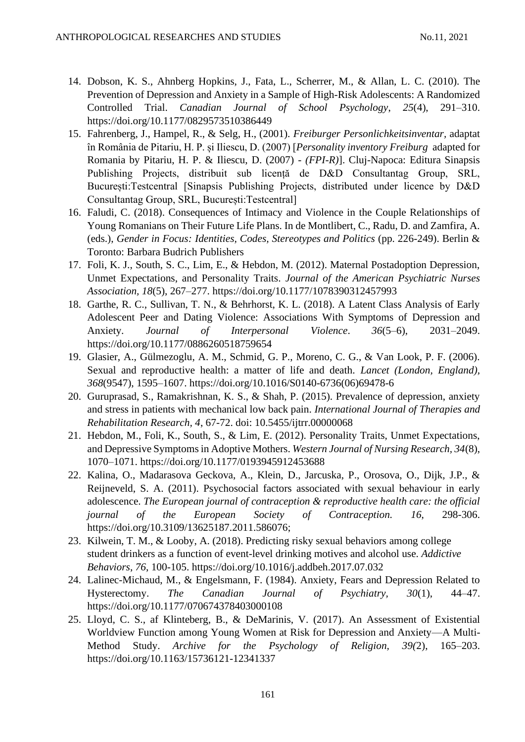14. Dobson, K. S., Ahnberg Hopkins, J., Fata, L., Scherrer, M., & Allan, L. C. (2010). The Prevention of Depression and Anxiety in a Sample of High-Risk Adolescents: A Randomized Controlled Trial. *Canadian Journal of School Psychology*, *25*(4), 291–310. https://doi.org/10.1177/0829573510386449
15. Fahrenberg, J., Hampel, R., & Selg, H., (2001). *Freiburger Personlichkeitsinventar*, adaptat în România de Pitariu, H. P. și Iliescu, D. (2007) [*Personality inventory Freiburg* adapted for Romania by Pitariu, H. P. & Iliescu, D. (2007) - *(FPI-R)*]. Cluj-Napoca: Editura Sinapsis Publishing Projects, distribuit sub licență de D&D Consultantag Group, SRL, București:Testcentral [Sinapsis Publishing Projects, distributed under licence by D&D Consultantag Group, SRL, București:Testcentral]
16. Faludi, C. (2018). Consequences of Intimacy and Violence in the Couple Relationships of Young Romanians on Their Future Life Plans. In de Montlibert, C., Radu, D. and Zamfira, A. (eds.), *Gender in Focus: Identities, Codes, Stereotypes and Politics* (pp. 226-249). Berlin & Toronto: Barbara Budrich Publishers
17. Foli, K. J., South, S. C., Lim, E., & Hebdon, M. (2012). Maternal Postadoption Depression, Unmet Expectations, and Personality Traits. *Journal of the American Psychiatric Nurses Association, 18*(5), 267–277. https://doi.org/10.1177/1078390312457993
18. Garthe, R. C., Sullivan, T. N., & Behrhorst, K. L. (2018). A Latent Class Analysis of Early Adolescent Peer and Dating Violence: Associations With Symptoms of Depression and Anxiety. *Journal of Interpersonal Violence*. *36*(5–6), 2031–2049. https://doi.org/10.1177/0886260518759654
19. Glasier, A., Gülmezoglu, A. M., Schmid, G. P., Moreno, C. G., & Van Look, P. F. (2006). Sexual and reproductive health: a matter of life and death. *Lancet (London, England), 368*(9547), 1595–1607. https://doi.org/10.1016/S0140-6736(06)69478-6
20. Guruprasad, S., Ramakrishnan, K. S., & Shah, P. (2015). Prevalence of depression, anxiety and stress in patients with mechanical low back pain. *International Journal of Therapies and Rehabilitation Research, 4*, 67-72. doi: 10.5455/ijtrr.00000068
21. Hebdon, M., Foli, K., South, S., & Lim, E. (2012). Personality Traits, Unmet Expectations, and Depressive Symptoms in Adoptive Mothers. *Western Journal of Nursing Research, 34*(8), 1070–1071. https://doi.org/10.1177/0193945912453688
22. Kalina, O., Madarasova Geckova, A., Klein, D., Jarcuska, P., Orosova, O., Dijk, J.P., & Reijneveld, S. A. (2011). Psychosocial factors associated with sexual behaviour in early adolescence. *The European journal of contraception & reproductive health care: the official journal of the European Society of Contraception. 16*, 298-306. https://doi.org/10.3109/13625187.2011.586076;
23. Kilwein, T. M., & Looby, A. (2018). Predicting risky sexual behaviors among college student drinkers as a function of event-level drinking motives and alcohol use. *Addictive Behaviors*, *76*, 100-105. https://doi.org/10.1016/j.addbeh.2017.07.032
24. Lalinec-Michaud, M., & Engelsmann, F. (1984). Anxiety, Fears and Depression Related to Hysterectomy. *The Canadian Journal of Psychiatry*, *30*(1), 44–47. https://doi.org/10.1177/070674378403000108
25. Lloyd, C. S., af Klinteberg, B., & DeMarinis, V. (2017). An Assessment of Existential Worldview Function among Young Women at Risk for Depression and Anxiety—A Multi-Method Study. *Archive for the Psychology of Religion*, *39(*2), 165–203. https://doi.org/10.1163/15736121-12341337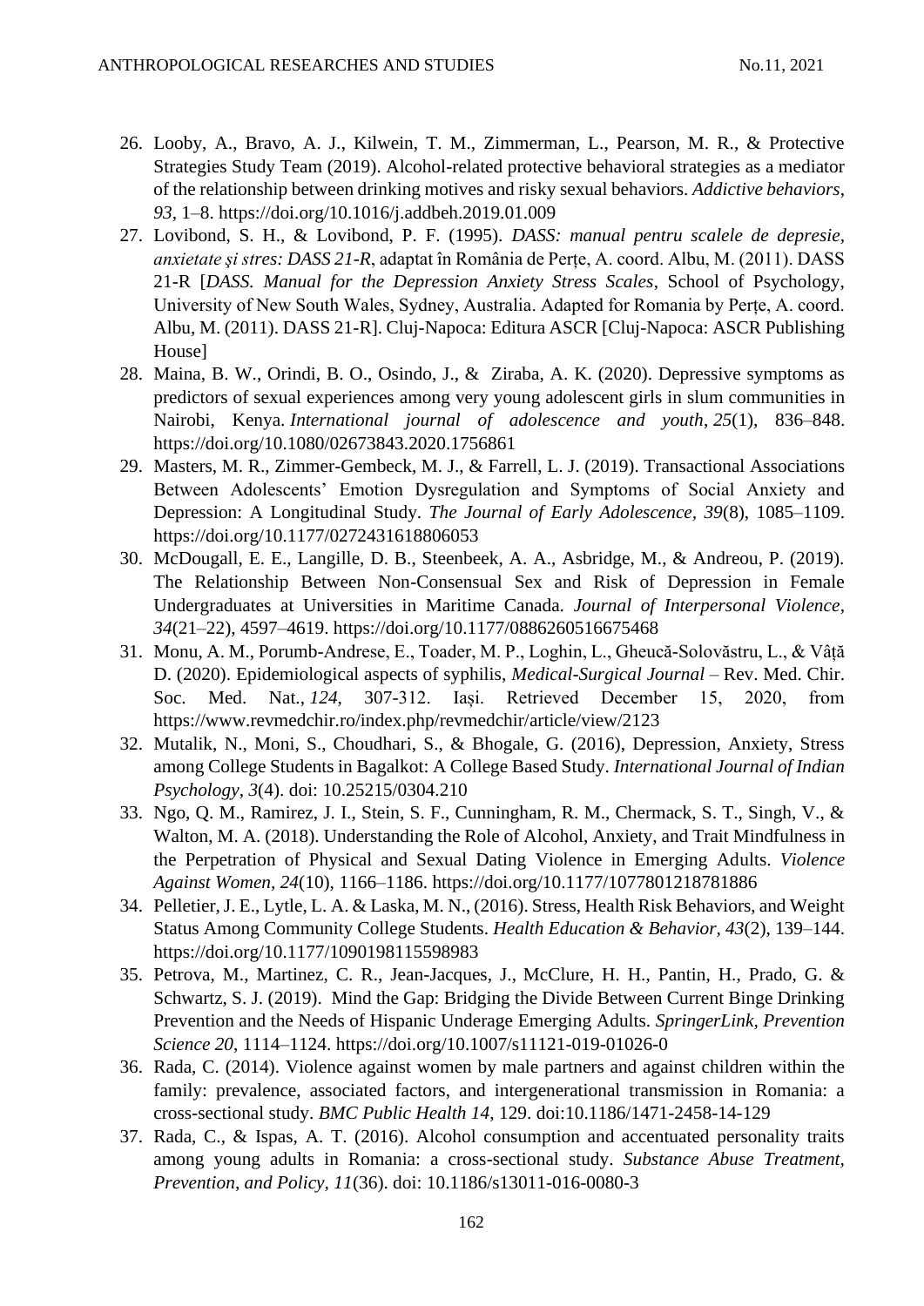26. Looby, A., Bravo, A. J., Kilwein, T. M., Zimmerman, L., Pearson, M. R., & Protective Strategies Study Team (2019). Alcohol-related protective behavioral strategies as a mediator of the relationship between drinking motives and risky sexual behaviors. *Addictive behaviors*, *93*, 1–8. https://doi.org/10.1016/j.addbeh.2019.01.009
27. Lovibond, S. H., & Lovibond, P. F. (1995). *DASS: manual pentru scalele de depresie, anxietate şi stres: DASS 21-R*, adaptat în România de Perțe, A. coord. Albu, M. (2011). DASS 21-R [*DASS. Manual for the Depression Anxiety Stress Scales*, School of Psychology, University of New South Wales, Sydney, Australia. Adapted for Romania by Perțe, A. coord. Albu, M. (2011). DASS 21-R]. Cluj-Napoca: Editura ASCR [Cluj-Napoca: ASCR Publishing House]
28. Maina, B. W., Orindi, B. O., Osindo, J., & Ziraba, A. K. (2020). Depressive symptoms as predictors of sexual experiences among very young adolescent girls in slum communities in Nairobi, Kenya. *International journal of adolescence and youth*, *25*(1), 836–848. https://doi.org/10.1080/02673843.2020.1756861
29. Masters, M. R., Zimmer-Gembeck, M. J., & Farrell, L. J. (2019). Transactional Associations Between Adolescents' Emotion Dysregulation and Symptoms of Social Anxiety and Depression: A Longitudinal Study. *The Journal of Early Adolescence*, *39*(8), 1085–1109. https://doi.org/10.1177/0272431618806053
30. McDougall, E. E., Langille, D. B., Steenbeek, A. A., Asbridge, M., & Andreou, P. (2019). The Relationship Between Non-Consensual Sex and Risk of Depression in Female Undergraduates at Universities in Maritime Canada. *Journal of Interpersonal Violence*, *34*(21–22), 4597–4619. https://doi.org/10.1177/0886260516675468
31. Monu, A. M., Porumb-Andrese, E., Toader, M. P., Loghin, L., Gheucă-Solovăstru, L., & Vâță D. (2020). Epidemiological aspects of syphilis, *Medical-Surgical Journal* – Rev. Med. Chir. Soc. Med. Nat., *124,* 307-312. Iași. Retrieved December 15, 2020, from https://www.revmedchir.ro/index.php/revmedchir/article/view/2123
32. Mutalik, N., Moni, S., Choudhari, S., & Bhogale, G. (2016), Depression, Anxiety, Stress among College Students in Bagalkot: A College Based Study. *International Journal of Indian Psychology, 3*(4). doi: 10.25215/0304.210
33. Ngo, Q. M., Ramirez, J. I., Stein, S. F., Cunningham, R. M., Chermack, S. T., Singh, V., & Walton, M. A. (2018). Understanding the Role of Alcohol, Anxiety, and Trait Mindfulness in the Perpetration of Physical and Sexual Dating Violence in Emerging Adults. *Violence Against Women, 24*(10), 1166–1186. https://doi.org/10.1177/1077801218781886
34. Pelletier, J. E., Lytle, L. A. & Laska, M. N., (2016). Stress, Health Risk Behaviors, and Weight Status Among Community College Students. *Health Education & Behavior, 43*(2), 139–144. https://doi.org/10.1177/1090198115598983
35. Petrova, M., Martinez, C. R., Jean-Jacques, J., McClure, H. H., Pantin, H., Prado, G. & Schwartz, S. J. (2019). Mind the Gap: Bridging the Divide Between Current Binge Drinking Prevention and the Needs of Hispanic Underage Emerging Adults. *SpringerLink, Prevention Science 20*, 1114–1124. https://doi.org/10.1007/s11121-019-01026-0
36. Rada, C. (2014). Violence against women by male partners and against children within the family: prevalence, associated factors, and intergenerational transmission in Romania: a cross-sectional study. *BMC Public Health 14*, 129. doi:10.1186/1471-2458-14-129
37. Rada, C., & Ispas, A. T. (2016). Alcohol consumption and accentuated personality traits among young adults in Romania: a cross-sectional study. *Substance Abuse Treatment, Prevention, and Policy, 11*(36). doi: 10.1186/s13011-016-0080-3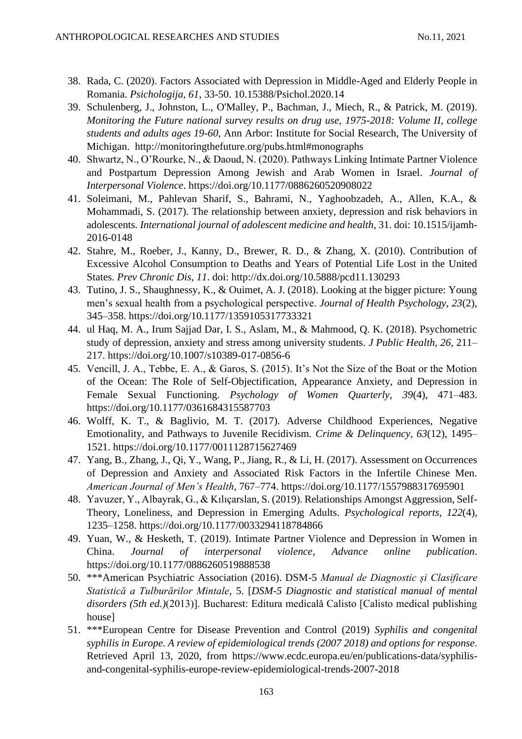38. Rada, C. (2020). Factors Associated with Depression in Middle-Aged and Elderly People in Romania. *Psichologija, 61*, 33-50. 10.15388/Psichol.2020.14
39. Schulenberg, J., Johnston, L., O'Malley, P., Bachman, J., Miech, R., & Patrick, M. (2019). *Monitoring the Future national survey results on drug use, 1975-2018: Volume II, college students and adults ages 19-60*, Ann Arbor: Institute for Social Research, The University of Michigan. http://monitoringthefuture.org/pubs.html#monographs
40. Shwartz, N., O'Rourke, N., & Daoud, N. (2020). Pathways Linking Intimate Partner Violence and Postpartum Depression Among Jewish and Arab Women in Israel. *Journal of Interpersonal Violence*. https://doi.org/10.1177/0886260520908022
41. Soleimani, M., Pahlevan Sharif, S., Bahrami, N., Yaghoobzadeh, A., Allen, K.A., & Mohammadi, S. (2017). The relationship between anxiety, depression and risk behaviors in adolescents. *International journal of adolescent medicine and health*, 31. doi: 10.1515/ijamh-2016-0148
42. Stahre, M., Roeber, J., Kanny, D., Brewer, R. D., & Zhang, X. (2010). Contribution of Excessive Alcohol Consumption to Deaths and Years of Potential Life Lost in the United States. *Prev Chronic Dis, 11*. doi: http://dx.doi.org/10.5888/pcd11.130293
43. Tutino, J. S., Shaughnessy, K., & Ouimet, A. J. (2018). Looking at the bigger picture: Young men's sexual health from a psychological perspective. *Journal of Health Psychology*, *23*(2), 345–358. https://doi.org/10.1177/1359105317733321
44. ul Haq, M. A., Irum Sajjad Dar, I. S., Aslam, M., & Mahmood, Q. K. (2018). Psychometric study of depression, anxiety and stress among university students. *J Public Health, 26*, 211–217. https://doi.org/10.1007/s10389-017-0856-6
45. Vencill, J. A., Tebbe, E. A., & Garos, S. (2015). It's Not the Size of the Boat or the Motion of the Ocean: The Role of Self-Objectification, Appearance Anxiety, and Depression in Female Sexual Functioning. *Psychology of Women Quarterly*, *39*(4), 471–483. https://doi.org/10.1177/0361684315587703
46. Wolff, K. T., & Baglivio, M. T. (2017). Adverse Childhood Experiences, Negative Emotionality, and Pathways to Juvenile Recidivism. *Crime & Delinquency, 63*(12), 1495–1521. https://doi.org/10.1177/0011128715627469
47. Yang, B., Zhang, J., Qi, Y., Wang, P., Jiang, R., & Li, H. (2017). Assessment on Occurrences of Depression and Anxiety and Associated Risk Factors in the Infertile Chinese Men. *American Journal of Men's Health*, 767–774. https://doi.org/10.1177/1557988317695901
48. Yavuzer, Y., Albayrak, G., & Kılıçarslan, S. (2019). Relationships Amongst Aggression, Self-Theory, Loneliness, and Depression in Emerging Adults. *Psychological reports, 122*(4), 1235–1258. https://doi.org/10.1177/0033294118784866
49. Yuan, W., & Hesketh, T. (2019). Intimate Partner Violence and Depression in Women in China. *Journal of interpersonal violence, Advance online publication*. https://doi.org/10.1177/0886260519888538
50. ***American Psychiatric Association (2016). DSM-5 *Manual de Diagnostic și Clasificare Statistică a Tulburărilor Mintale*, 5. [*DSM-5 Diagnostic and statistical manual of mental disorders (5th ed.)*(2013)]. Bucharest: Editura medicală Calisto [Calisto medical publishing house]
51. ***European Centre for Disease Prevention and Control (2019) *Syphilis and congenital syphilis in Europe. A review of epidemiological trends (2007 2018) and options for response*. Retrieved April 13, 2020, from https://www.ecdc.europa.eu/en/publications-data/syphilis-and-congenital-syphilis-europe-review-epidemiological-trends-2007-2018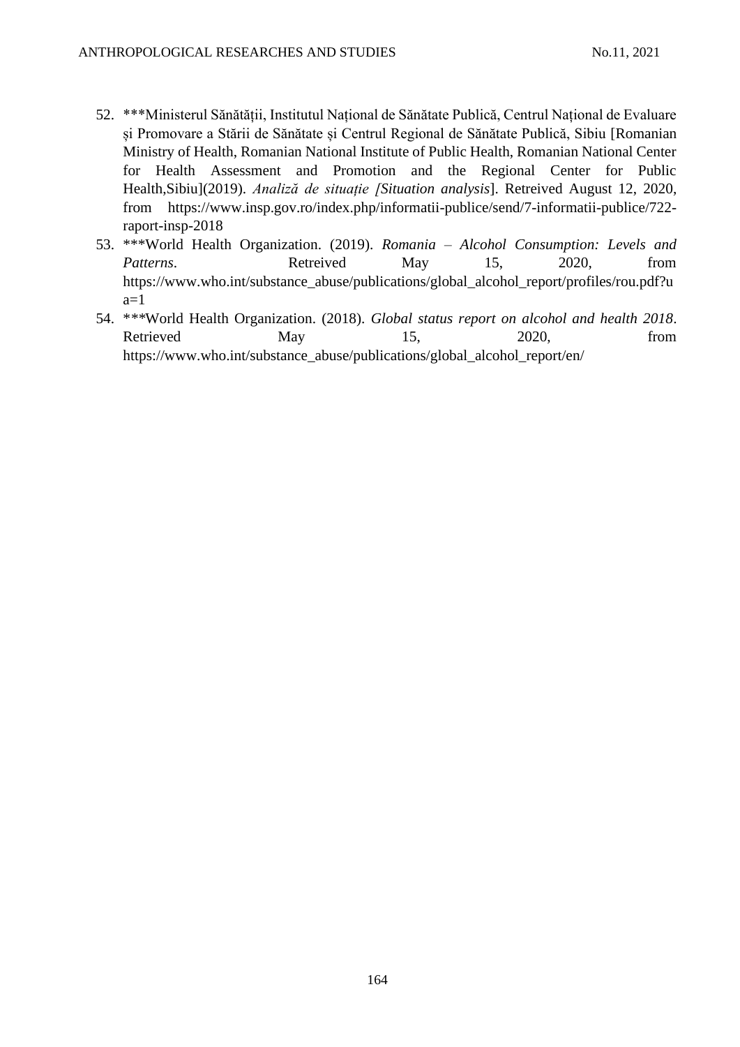52. ***Ministerul Sănătății, Institutul Național de Sănătate Publică, Centrul Național de Evaluare și Promovare a Stării de Sănătate și Centrul Regional de Sănătate Publică, Sibiu [Romanian Ministry of Health, Romanian National Institute of Public Health, Romanian National Center for Health Assessment and Promotion and the Regional Center for Public Health,Sibiu](2019). *Analiză de situație [Situation analysis*]. Retreived August 12, 2020, from https://www.insp.gov.ro/index.php/informatii-publice/send/7-informatii-publice/722-raport-insp-2018
53. ***World Health Organization. (2019). *Romania – Alcohol Consumption: Levels and Patterns*. Retreived May 15, 2020, from https://www.who.int/substance_abuse/publications/global_alcohol_report/profiles/rou.pdf?ua=1
54. ***World Health Organization. (2018). *Global status report on alcohol and health 2018*. Retrieved May 15, 2020, from https://www.who.int/substance_abuse/publications/global_alcohol_report/en/